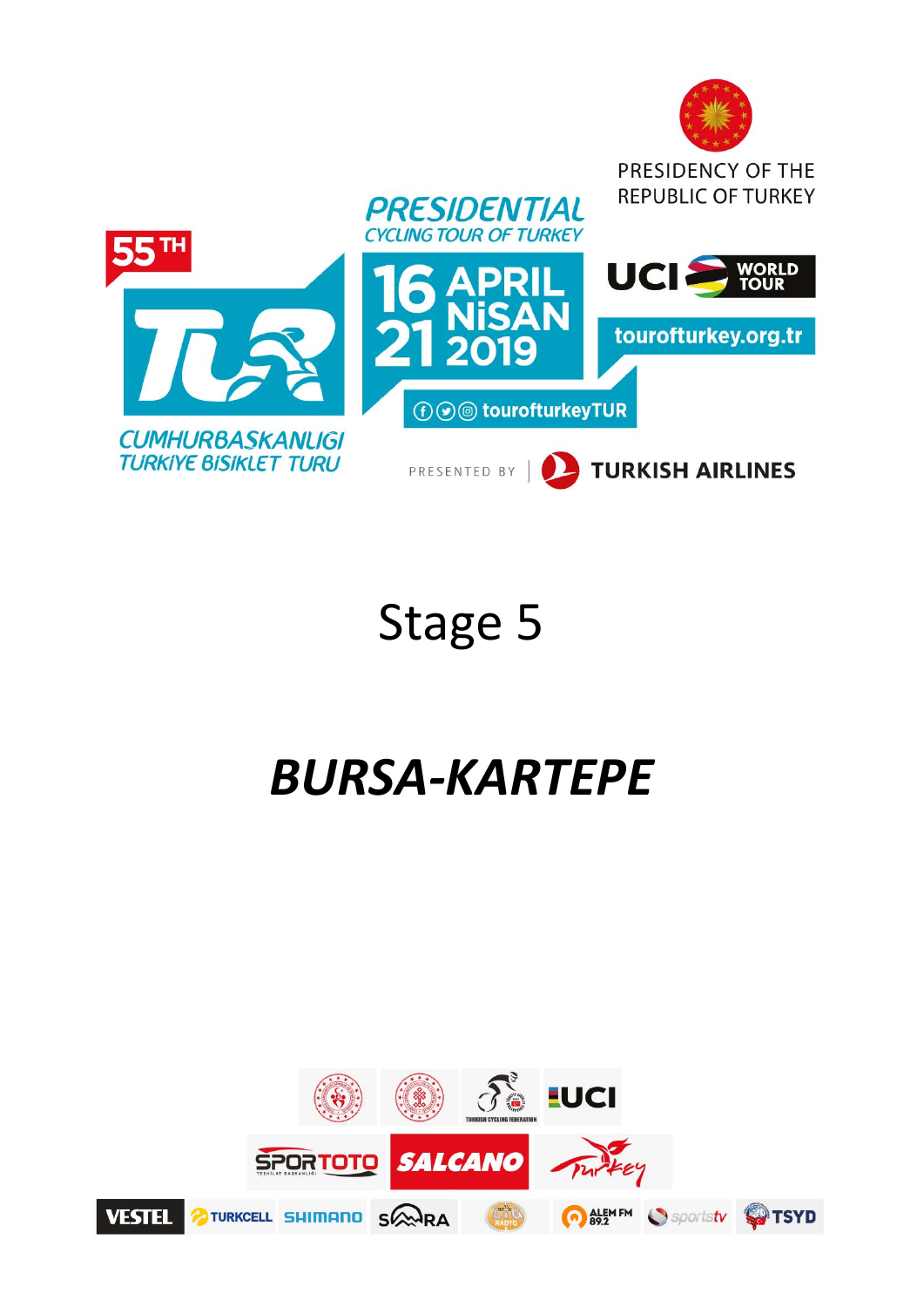PRESIDENCY OF THE REPUBLIC OF TURKEY

55TH

PRESIDENTIAL CYCLING TOUR OF TURKEY

CUMHURBAŞKANLIĞI TÜRKİYE BİSİKLET TURU

16-21 APRIL NİSAN 2019

UCI WORLD TOUR

tourofturkey.org.tr

tourofturkeyTUR

PRESENTED BY TURKISH AIRLINES

# Stage 5

# *BURSA-KARTEPE*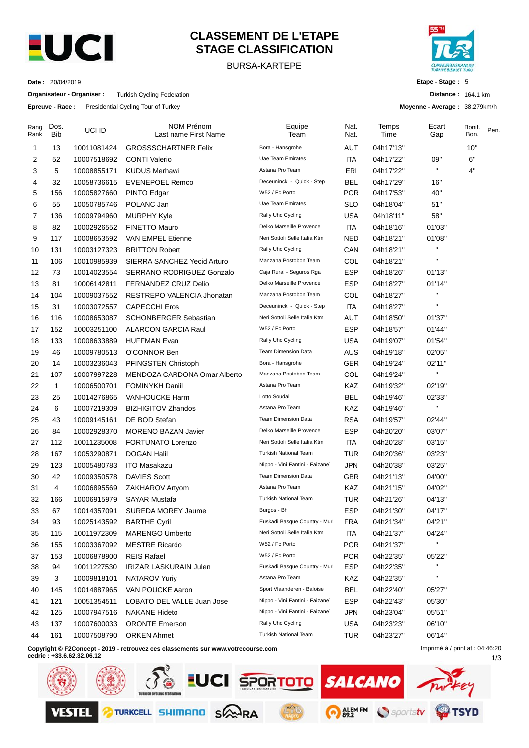# CLASSEMENT DE L'ETAPE
# STAGE CLASSIFICATION

BURSA-KARTEPE

**Date :** 20/04/2019

**Organisateur - Organiser :** Turkish Cycling Federation

**Epreuve - Race :** Presidential Cycling Tour of Turkey

**Etape - Stage :** 5

**Distance :** 164.1 km

**Moyenne - Average :** 38.279km/h

| Rang Rank | Dos. Bib | UCI ID | NOM Prénom Last name First Name | Equipe Team | Nat. Nat. | Temps Time | Ecart Gap | Bonif. Bon. | Pen. |
|---|---|---|---|---|---|---|---|---|---|
| 1 | 13 | 10011081424 | GROSSSCHARTNER Felix | Bora - Hansgrohe | AUT | 04h17'13'' | | 10'' | |
| 2 | 52 | 10007518692 | CONTI Valerio | Uae Team Emirates | ITA | 04h17'22'' | 09'' | 6'' | |
| 3 | 5 | 10008855171 | KUDUS Merhawi | Astana Pro Team | ERI | 04h17'22'' | " | 4'' | |
| 4 | 32 | 10058736615 | EVENEPOEL Remco | Deceuninck - Quick - Step | BEL | 04h17'29'' | 16'' | | |
| 5 | 156 | 10005827660 | PINTO Edgar | W52 / Fc Porto | POR | 04h17'53'' | 40'' | | |
| 6 | 55 | 10050785746 | POLANC Jan | Uae Team Emirates | SLO | 04h18'04'' | 51'' | | |
| 7 | 136 | 10009794960 | MURPHY Kyle | Rally Uhc Cycling | USA | 04h18'11'' | 58'' | | |
| 8 | 82 | 10002926552 | FINETTO Mauro | Delko Marseille Provence | ITA | 04h18'16'' | 01'03'' | | |
| 9 | 117 | 10008653592 | VAN EMPEL Etienne | Neri Sottoli Selle Italia Ktm | NED | 04h18'21'' | 01'08'' | | |
| 10 | 131 | 10003127323 | BRITTON Robert | Rally Uhc Cycling | CAN | 04h18'21'' | " | | |
| 11 | 106 | 10010985939 | SIERRA SANCHEZ Yecid Arturo | Manzana Postobon Team | COL | 04h18'21'' | " | | |
| 12 | 73 | 10014023554 | SERRANO RODRIGUEZ Gonzalo | Caja Rural - Seguros Rga | ESP | 04h18'26'' | 01'13'' | | |
| 13 | 81 | 10006142811 | FERNANDEZ CRUZ Delio | Delko Marseille Provence | ESP | 04h18'27'' | 01'14'' | | |
| 14 | 104 | 10009037552 | RESTREPO VALENCIA Jhonatan | Manzana Postobon Team | COL | 04h18'27'' | " | | |
| 15 | 31 | 10003072557 | CAPECCHI Eros | Deceuninck - Quick - Step | ITA | 04h18'27'' | " | | |
| 16 | 116 | 10008653087 | SCHONBERGER Sebastian | Neri Sottoli Selle Italia Ktm | AUT | 04h18'50'' | 01'37'' | | |
| 17 | 152 | 10003251100 | ALARCON GARCIA Raul | W52 / Fc Porto | ESP | 04h18'57'' | 01'44'' | | |
| 18 | 133 | 10008633889 | HUFFMAN Evan | Rally Uhc Cycling | USA | 04h19'07'' | 01'54'' | | |
| 19 | 46 | 10009780513 | O'CONNOR Ben | Team Dimension Data | AUS | 04h19'18'' | 02'05'' | | |
| 20 | 14 | 10003236043 | PFINGSTEN Christoph | Bora - Hansgrohe | GER | 04h19'24'' | 02'11'' | | |
| 21 | 107 | 10007997228 | MENDOZA CARDONA Omar Alberto | Manzana Postobon Team | COL | 04h19'24'' | " | | |
| 22 | 1 | 10006500701 | FOMINYKH Daniil | Astana Pro Team | KAZ | 04h19'32'' | 02'19'' | | |
| 23 | 25 | 10014276865 | VANHOUCKE Harm | Lotto Soudal | BEL | 04h19'46'' | 02'33'' | | |
| 24 | 6 | 10007219309 | BIZHIGITOV Zhandos | Astana Pro Team | KAZ | 04h19'46'' | " | | |
| 25 | 43 | 10009145161 | DE BOD Stefan | Team Dimension Data | RSA | 04h19'57'' | 02'44'' | | |
| 26 | 84 | 10002928370 | MORENO BAZAN Javier | Delko Marseille Provence | ESP | 04h20'20'' | 03'07'' | | |
| 27 | 112 | 10011235008 | FORTUNATO Lorenzo | Neri Sottoli Selle Italia Ktm | ITA | 04h20'28'' | 03'15'' | | |
| 28 | 167 | 10053290871 | DOGAN Halil | Turkish National Team | TUR | 04h20'36'' | 03'23'' | | |
| 29 | 123 | 10005480783 | ITO Masakazu | Nippo - Vini Fantini - Faizane` | JPN | 04h20'38'' | 03'25'' | | |
| 30 | 42 | 10009350578 | DAVIES Scott | Team Dimension Data | GBR | 04h21'13'' | 04'00'' | | |
| 31 | 4 | 10006895569 | ZAKHAROV Artyom | Astana Pro Team | KAZ | 04h21'15'' | 04'02'' | | |
| 32 | 166 | 10006915979 | SAYAR Mustafa | Turkish National Team | TUR | 04h21'26'' | 04'13'' | | |
| 33 | 67 | 10014357091 | SUREDA MOREY Jaume | Burgos - Bh | ESP | 04h21'30'' | 04'17'' | | |
| 34 | 93 | 10025143592 | BARTHE Cyril | Euskadi Basque Country - Muri | FRA | 04h21'34'' | 04'21'' | | |
| 35 | 115 | 10011972309 | MARENGO Umberto | Neri Sottoli Selle Italia Ktm | ITA | 04h21'37'' | 04'24'' | | |
| 36 | 155 | 10003367092 | MESTRE Ricardo | W52 / Fc Porto | POR | 04h21'37'' | " | | |
| 37 | 153 | 10006878900 | REIS Rafael | W52 / Fc Porto | POR | 04h22'35'' | 05'22'' | | |
| 38 | 94 | 10011227530 | IRIZAR LASKURAIN Julen | Euskadi Basque Country - Muri | ESP | 04h22'35'' | " | | |
| 39 | 3 | 10009818101 | NATAROV Yuriy | Astana Pro Team | KAZ | 04h22'35'' | " | | |
| 40 | 145 | 10014887965 | VAN POUCKE Aaron | Sport Vlaanderen - Baloise | BEL | 04h22'40'' | 05'27'' | | |
| 41 | 121 | 10051354511 | LOBATO DEL VALLE Juan Jose | Nippo - Vini Fantini - Faizane` | ESP | 04h22'43'' | 05'30'' | | |
| 42 | 125 | 10007947516 | NAKANE Hideto | Nippo - Vini Fantini - Faizane` | JPN | 04h23'04'' | 05'51'' | | |
| 43 | 137 | 10007600033 | ORONTE Emerson | Rally Uhc Cycling | USA | 04h23'23'' | 06'10'' | | |
| 44 | 161 | 10007508790 | ORKEN Ahmet | Turkish National Team | TUR | 04h23'27'' | 06'14'' | | |

**Copyright © F2Concept - 2019 - retrouvez ces classements sur www.votrecourse.com**
**cedric : +33.6.62.32.06.12**

Imprimé à / print at : 04:46:20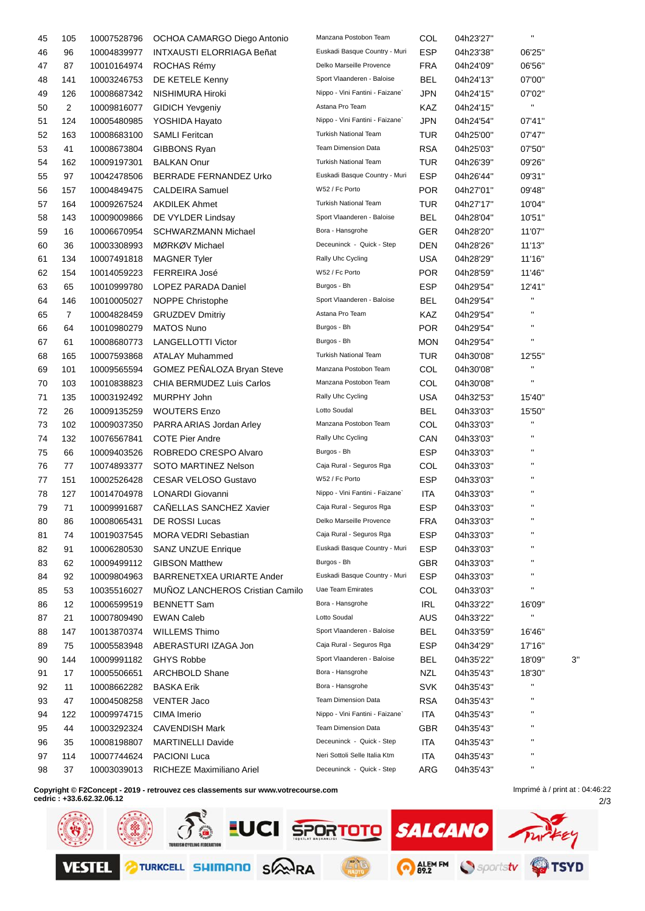| | | | | | | | | |
|---|---|---|---|---|---|---|---|---|
| 45 | 105 | 10007528796 | OCHOA CAMARGO Diego Antonio | Manzana Postobon Team | COL | 04h23'27'' | '' | |
| 46 | 96 | 10004839977 | INTXAUSTI ELORRIAGA Beñat | Euskadi Basque Country - Muri | ESP | 04h23'38'' | 06'25'' | |
| 47 | 87 | 10010164974 | ROCHAS Rémy | Delko Marseille Provence | FRA | 04h24'09'' | 06'56'' | |
| 48 | 141 | 10003246753 | DE KETELE Kenny | Sport Vlaanderen - Baloise | BEL | 04h24'13'' | 07'00'' | |
| 49 | 126 | 10008687342 | NISHIMURA Hiroki | Nippo - Vini Fantini - Faizane` | JPN | 04h24'15'' | 07'02'' | |
| 50 | 2 | 10009816077 | GIDICH Yevgeniy | Astana Pro Team | KAZ | 04h24'15'' | '' | |
| 51 | 124 | 10005480985 | YOSHIDA Hayato | Nippo - Vini Fantini - Faizane` | JPN | 04h24'54'' | 07'41'' | |
| 52 | 163 | 10008683100 | SAMLI Feritcan | Turkish National Team | TUR | 04h25'00'' | 07'47'' | |
| 53 | 41 | 10008673804 | GIBBONS Ryan | Team Dimension Data | RSA | 04h25'03'' | 07'50'' | |
| 54 | 162 | 10009197301 | BALKAN Onur | Turkish National Team | TUR | 04h26'39'' | 09'26'' | |
| 55 | 97 | 10042478506 | BERRADE FERNANDEZ Urko | Euskadi Basque Country - Muri | ESP | 04h26'44'' | 09'31'' | |
| 56 | 157 | 10004849475 | CALDEIRA Samuel | W52 / Fc Porto | POR | 04h27'01'' | 09'48'' | |
| 57 | 164 | 10009267524 | AKDILEK Ahmet | Turkish National Team | TUR | 04h27'17'' | 10'04'' | |
| 58 | 143 | 10009009866 | DE VYLDER Lindsay | Sport Vlaanderen - Baloise | BEL | 04h28'04'' | 10'51'' | |
| 59 | 16 | 10006670954 | SCHWARZMANN Michael | Bora - Hansgrohe | GER | 04h28'20'' | 11'07'' | |
| 60 | 36 | 10003308993 | MØRKØV Michael | Deceuninck - Quick - Step | DEN | 04h28'26'' | 11'13'' | |
| 61 | 134 | 10007491818 | MAGNER Tyler | Rally Uhc Cycling | USA | 04h28'29'' | 11'16'' | |
| 62 | 154 | 10014059223 | FERREIRA José | W52 / Fc Porto | POR | 04h28'59'' | 11'46'' | |
| 63 | 65 | 10010999780 | LOPEZ PARADA Daniel | Burgos - Bh | ESP | 04h29'54'' | 12'41'' | |
| 64 | 146 | 10010005027 | NOPPE Christophe | Sport Vlaanderen - Baloise | BEL | 04h29'54'' | '' | |
| 65 | 7 | 10004828459 | GRUZDEV Dmitriy | Astana Pro Team | KAZ | 04h29'54'' | '' | |
| 66 | 64 | 10010980279 | MATOS Nuno | Burgos - Bh | POR | 04h29'54'' | '' | |
| 67 | 61 | 10008680773 | LANGELLOTTI Victor | Burgos - Bh | MON | 04h29'54'' | '' | |
| 68 | 165 | 10007593868 | ATALAY Muhammed | Turkish National Team | TUR | 04h30'08'' | 12'55'' | |
| 69 | 101 | 10009565594 | GOMEZ PEÑALOZA Bryan Steve | Manzana Postobon Team | COL | 04h30'08'' | '' | |
| 70 | 103 | 10010838823 | CHIA BERMUDEZ Luis Carlos | Manzana Postobon Team | COL | 04h30'08'' | '' | |
| 71 | 135 | 10003192492 | MURPHY John | Rally Uhc Cycling | USA | 04h32'53'' | 15'40'' | |
| 72 | 26 | 10009135259 | WOUTERS Enzo | Lotto Soudal | BEL | 04h33'03'' | 15'50'' | |
| 73 | 102 | 10009037350 | PARRA ARIAS Jordan Arley | Manzana Postobon Team | COL | 04h33'03'' | '' | |
| 74 | 132 | 10076567841 | COTE Pier Andre | Rally Uhc Cycling | CAN | 04h33'03'' | '' | |
| 75 | 66 | 10009403526 | ROBREDO CRESPO Alvaro | Burgos - Bh | ESP | 04h33'03'' | '' | |
| 76 | 77 | 10074893377 | SOTO MARTINEZ Nelson | Caja Rural - Seguros Rga | COL | 04h33'03'' | '' | |
| 77 | 151 | 10002526428 | CESAR VELOSO Gustavo | W52 / Fc Porto | ESP | 04h33'03'' | '' | |
| 78 | 127 | 10014704978 | LONARDI Giovanni | Nippo - Vini Fantini - Faizane` | ITA | 04h33'03'' | '' | |
| 79 | 71 | 10009991687 | CAÑELLAS SANCHEZ Xavier | Caja Rural - Seguros Rga | ESP | 04h33'03'' | '' | |
| 80 | 86 | 10008065431 | DE ROSSI Lucas | Delko Marseille Provence | FRA | 04h33'03'' | '' | |
| 81 | 74 | 10019037545 | MORA VEDRI Sebastian | Caja Rural - Seguros Rga | ESP | 04h33'03'' | '' | |
| 82 | 91 | 10006280530 | SANZ UNZUE Enrique | Euskadi Basque Country - Muri | ESP | 04h33'03'' | '' | |
| 83 | 62 | 10009499112 | GIBSON Matthew | Burgos - Bh | GBR | 04h33'03'' | '' | |
| 84 | 92 | 10009804963 | BARRENETXEA URIARTE Ander | Euskadi Basque Country - Muri | ESP | 04h33'03'' | '' | |
| 85 | 53 | 10035516027 | MUÑOZ LANCHEROS Cristian Camilo | Uae Team Emirates | COL | 04h33'03'' | '' | |
| 86 | 12 | 10006599519 | BENNETT Sam | Bora - Hansgrohe | IRL | 04h33'22'' | 16'09'' | |
| 87 | 21 | 10007809490 | EWAN Caleb | Lotto Soudal | AUS | 04h33'22'' | '' | |
| 88 | 147 | 10013870374 | WILLEMS Thimo | Sport Vlaanderen - Baloise | BEL | 04h33'59'' | 16'46'' | |
| 89 | 75 | 10005583948 | ABERASTURI IZAGA Jon | Caja Rural - Seguros Rga | ESP | 04h34'29'' | 17'16'' | |
| 90 | 144 | 10009991182 | GHYS Robbe | Sport Vlaanderen - Baloise | BEL | 04h35'22'' | 18'09'' | 3'' |
| 91 | 17 | 10005506651 | ARCHBOLD Shane | Bora - Hansgrohe | NZL | 04h35'43'' | 18'30'' | |
| 92 | 11 | 10008662282 | BASKA Erik | Bora - Hansgrohe | SVK | 04h35'43'' | '' | |
| 93 | 47 | 10004508258 | VENTER Jaco | Team Dimension Data | RSA | 04h35'43'' | '' | |
| 94 | 122 | 10009974715 | CIMA Imerio | Nippo - Vini Fantini - Faizane` | ITA | 04h35'43'' | '' | |
| 95 | 44 | 10003292324 | CAVENDISH Mark | Team Dimension Data | GBR | 04h35'43'' | '' | |
| 96 | 35 | 10008198807 | MARTINELLI Davide | Deceuninck - Quick - Step | ITA | 04h35'43'' | '' | |
| 97 | 114 | 10007744624 | PACIONI Luca | Neri Sottoli Selle Italia Ktm | ITA | 04h35'43'' | '' | |
| 98 | 37 | 10003039013 | RICHEZE Maximiliano Ariel | Deceuninck - Quick - Step | ARG | 04h35'43'' | '' | |

**Copyright © F2Concept - 2019 - retrouvez ces classements sur www.votrecourse.com**
**cedric : +33.6.62.32.06.12**

Imprimé à / print at : 04:46:22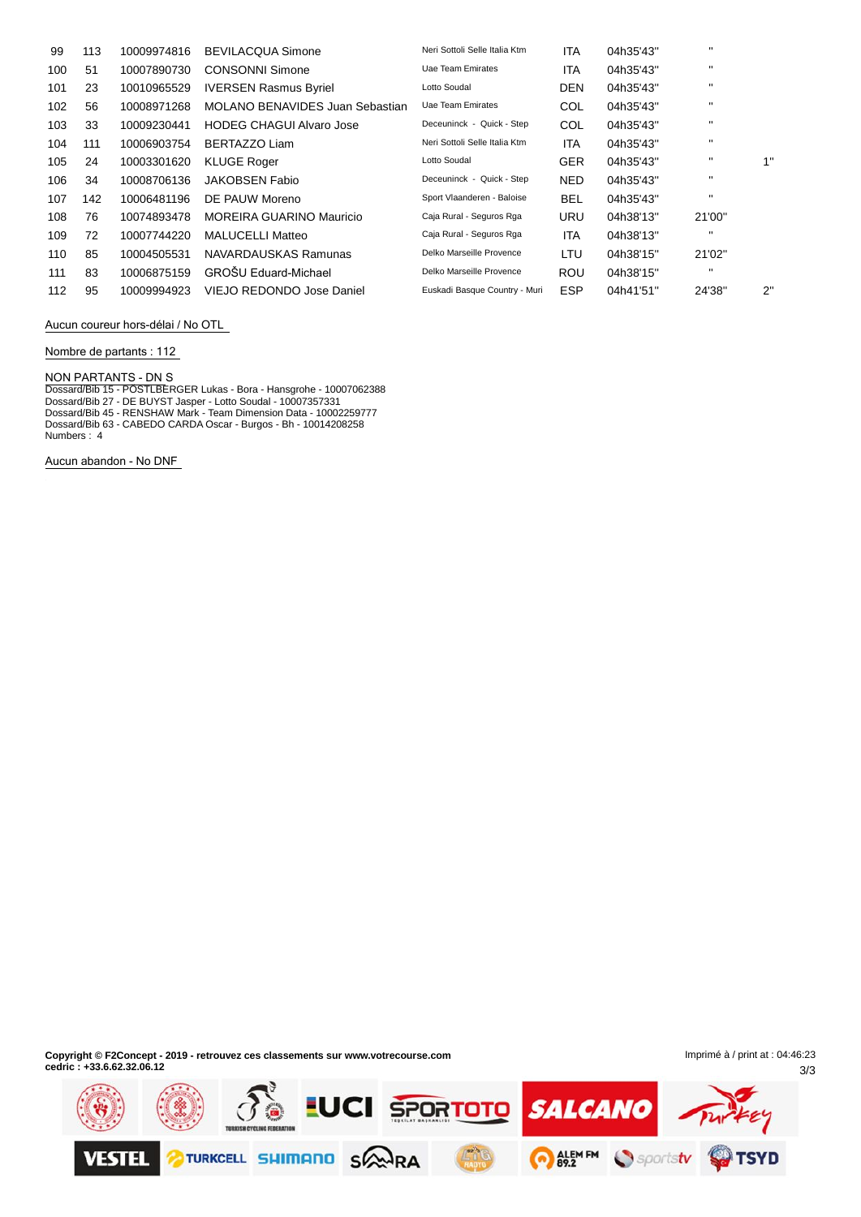| | | | | | | | | |
|---|---|---|---|---|---|---|---|---|
| 99 | 113 | 10009974816 | BEVILACQUA Simone | Neri Sottoli Selle Italia Ktm | ITA | 04h35'43'' | " | |
| 100 | 51 | 10007890730 | CONSONNI Simone | Uae Team Emirates | ITA | 04h35'43'' | " | |
| 101 | 23 | 10010965529 | IVERSEN Rasmus Byriel | Lotto Soudal | DEN | 04h35'43'' | " | |
| 102 | 56 | 10008971268 | MOLANO BENAVIDES Juan Sebastian | Uae Team Emirates | COL | 04h35'43'' | " | |
| 103 | 33 | 10009230441 | HODEG CHAGUI Alvaro Jose | Deceuninck - Quick - Step | COL | 04h35'43'' | " | |
| 104 | 111 | 10006903754 | BERTAZZO Liam | Neri Sottoli Selle Italia Ktm | ITA | 04h35'43'' | " | |
| 105 | 24 | 10003301620 | KLUGE Roger | Lotto Soudal | GER | 04h35'43'' | " | 1'' |
| 106 | 34 | 10008706136 | JAKOBSEN Fabio | Deceuninck - Quick - Step | NED | 04h35'43'' | " | |
| 107 | 142 | 10006481196 | DE PAUW Moreno | Sport Vlaanderen - Baloise | BEL | 04h35'43'' | " | |
| 108 | 76 | 10074893478 | MOREIRA GUARINO Mauricio | Caja Rural - Seguros Rga | URU | 04h38'13'' | 21'00'' | |
| 109 | 72 | 10007744220 | MALUCELLI Matteo | Caja Rural - Seguros Rga | ITA | 04h38'13'' | " | |
| 110 | 85 | 10004505531 | NAVARDAUSKAS Ramunas | Delko Marseille Provence | LTU | 04h38'15'' | 21'02'' | |
| 111 | 83 | 10006875159 | GROŠU Eduard-Michael | Delko Marseille Provence | ROU | 04h38'15'' | " | |
| 112 | 95 | 10009994923 | VIEJO REDONDO Jose Daniel | Euskadi Basque Country - Muri | ESP | 04h41'51'' | 24'38'' | 2'' |

Aucun coureur hors-délai / No OTL

Nombre de partants : 112

NON PARTANTS - DN S
Dossard/Bib 15 - POSTLBERGER Lukas - Bora - Hansgrohe - 10007062388
Dossard/Bib 27 - DE BUYST Jasper - Lotto Soudal - 10007357331
Dossard/Bib 45 - RENSHAW Mark - Team Dimension Data - 10002259777
Dossard/Bib 63 - CABEDO CARDA Oscar - Burgos - Bh - 10014208258
Numbers : 4

Aucun abandon - No DNF

**Copyright © F2Concept - 2019 - retrouvez ces classements sur www.votrecourse.com**
**cedric : +33.6.62.32.06.12**

Imprimé à / print at : 04:46:23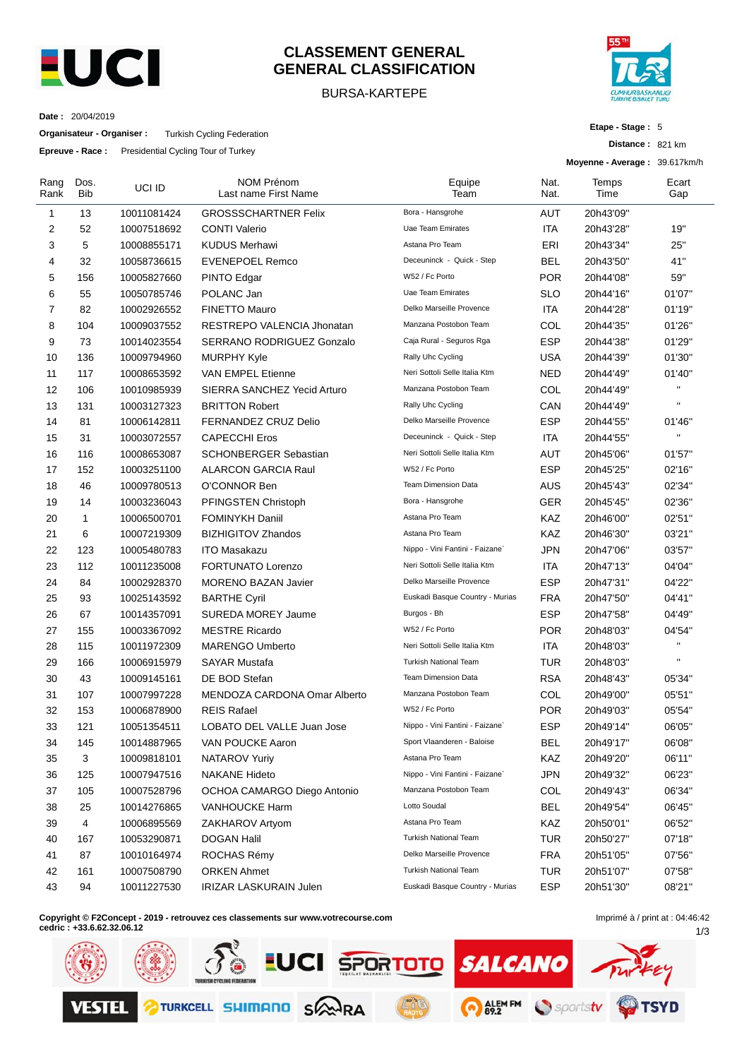# CLASSEMENT GENERAL
# GENERAL CLASSIFICATION

BURSA-KARTEPE

**Date :** 20/04/2019

**Organisateur - Organiser :** Turkish Cycling Federation

**Epreuve - Race :** Presidential Cycling Tour of Turkey

**Etape - Stage :** 5

**Distance :** 821 km

**Moyenne - Average :** 39.617km/h

| Rang Rank | Dos. Bib | UCI ID | NOM Prénom Last name First Name | Equipe Team | Nat. Nat. | Temps Time | Ecart Gap |
|---|---|---|---|---|---|---|---|
| 1 | 13 | 10011081424 | GROSSSCHARTNER Felix | Bora - Hansgrohe | AUT | 20h43'09" | |
| 2 | 52 | 10007518692 | CONTI Valerio | Uae Team Emirates | ITA | 20h43'28" | 19" |
| 3 | 5 | 10008855171 | KUDUS Merhawi | Astana Pro Team | ERI | 20h43'34" | 25" |
| 4 | 32 | 10058736615 | EVENEPOEL Remco | Deceuninck - Quick - Step | BEL | 20h43'50" | 41" |
| 5 | 156 | 10005827660 | PINTO Edgar | W52 / Fc Porto | POR | 20h44'08" | 59" |
| 6 | 55 | 10050785746 | POLANC Jan | Uae Team Emirates | SLO | 20h44'16" | 01'07" |
| 7 | 82 | 10002926552 | FINETTO Mauro | Delko Marseille Provence | ITA | 20h44'28" | 01'19" |
| 8 | 104 | 10009037552 | RESTREPO VALENCIA Jhonatan | Manzana Postobon Team | COL | 20h44'35" | 01'26" |
| 9 | 73 | 10014023554 | SERRANO RODRIGUEZ Gonzalo | Caja Rural - Seguros Rga | ESP | 20h44'38" | 01'29" |
| 10 | 136 | 10009794960 | MURPHY Kyle | Rally Uhc Cycling | USA | 20h44'39" | 01'30" |
| 11 | 117 | 10008653592 | VAN EMPEL Etienne | Neri Sottoli Selle Italia Ktm | NED | 20h44'49" | 01'40" |
| 12 | 106 | 10010985939 | SIERRA SANCHEZ Yecid Arturo | Manzana Postobon Team | COL | 20h44'49" | " |
| 13 | 131 | 10003127323 | BRITTON Robert | Rally Uhc Cycling | CAN | 20h44'49" | " |
| 14 | 81 | 10006142811 | FERNANDEZ CRUZ Delio | Delko Marseille Provence | ESP | 20h44'55" | 01'46" |
| 15 | 31 | 10003072557 | CAPECCHI Eros | Deceuninck - Quick - Step | ITA | 20h44'55" | " |
| 16 | 116 | 10008653087 | SCHONBERGER Sebastian | Neri Sottoli Selle Italia Ktm | AUT | 20h45'06" | 01'57" |
| 17 | 152 | 10003251100 | ALARCON GARCIA Raul | W52 / Fc Porto | ESP | 20h45'25" | 02'16" |
| 18 | 46 | 10009780513 | O'CONNOR Ben | Team Dimension Data | AUS | 20h45'43" | 02'34" |
| 19 | 14 | 10003236043 | PFINGSTEN Christoph | Bora - Hansgrohe | GER | 20h45'45" | 02'36" |
| 20 | 1 | 10006500701 | FOMINYKH Daniil | Astana Pro Team | KAZ | 20h46'00" | 02'51" |
| 21 | 6 | 10007219309 | BIZHIGITOV Zhandos | Astana Pro Team | KAZ | 20h46'30" | 03'21" |
| 22 | 123 | 10005480783 | ITO Masakazu | Nippo - Vini Fantini - Faizane` | JPN | 20h47'06" | 03'57" |
| 23 | 112 | 10011235008 | FORTUNATO Lorenzo | Neri Sottoli Selle Italia Ktm | ITA | 20h47'13" | 04'04" |
| 24 | 84 | 10002928370 | MORENO BAZAN Javier | Delko Marseille Provence | ESP | 20h47'31" | 04'22" |
| 25 | 93 | 10025143592 | BARTHE Cyril | Euskadi Basque Country - Murias | FRA | 20h47'50" | 04'41" |
| 26 | 67 | 10014357091 | SUREDA MOREY Jaume | Burgos - Bh | ESP | 20h47'58" | 04'49" |
| 27 | 155 | 10003367092 | MESTRE Ricardo | W52 / Fc Porto | POR | 20h48'03" | 04'54" |
| 28 | 115 | 10011972309 | MARENGO Umberto | Neri Sottoli Selle Italia Ktm | ITA | 20h48'03" | " |
| 29 | 166 | 10006915979 | SAYAR Mustafa | Turkish National Team | TUR | 20h48'03" | " |
| 30 | 43 | 10009145161 | DE BOD Stefan | Team Dimension Data | RSA | 20h48'43" | 05'34" |
| 31 | 107 | 10007997228 | MENDOZA CARDONA Omar Alberto | Manzana Postobon Team | COL | 20h49'00" | 05'51" |
| 32 | 153 | 10006878900 | REIS Rafael | W52 / Fc Porto | POR | 20h49'03" | 05'54" |
| 33 | 121 | 10051354511 | LOBATO DEL VALLE Juan Jose | Nippo - Vini Fantini - Faizane` | ESP | 20h49'14" | 06'05" |
| 34 | 145 | 10014887965 | VAN POUCKE Aaron | Sport Vlaanderen - Baloise | BEL | 20h49'17" | 06'08" |
| 35 | 3 | 10009818101 | NATAROV Yuriy | Astana Pro Team | KAZ | 20h49'20" | 06'11" |
| 36 | 125 | 10007947516 | NAKANE Hideto | Nippo - Vini Fantini - Faizane` | JPN | 20h49'32" | 06'23" |
| 37 | 105 | 10007528796 | OCHOA CAMARGO Diego Antonio | Manzana Postobon Team | COL | 20h49'43" | 06'34" |
| 38 | 25 | 10014276865 | VANHOUCKE Harm | Lotto Soudal | BEL | 20h49'54" | 06'45" |
| 39 | 4 | 10006895569 | ZAKHAROV Artyom | Astana Pro Team | KAZ | 20h50'01" | 06'52" |
| 40 | 167 | 10053290871 | DOGAN Halil | Turkish National Team | TUR | 20h50'27" | 07'18" |
| 41 | 87 | 10010164974 | ROCHAS Rémy | Delko Marseille Provence | FRA | 20h51'05" | 07'56" |
| 42 | 161 | 10007508790 | ORKEN Ahmet | Turkish National Team | TUR | 20h51'07" | 07'58" |
| 43 | 94 | 10011227530 | IRIZAR LASKURAIN Julen | Euskadi Basque Country - Murias | ESP | 20h51'30" | 08'21" |

**Copyright © F2Concept - 2019 - retrouvez ces classements sur www.votrecourse.com**
**cedric : +33.6.62.32.06.12**

Imprimé à / print at : 04:46:42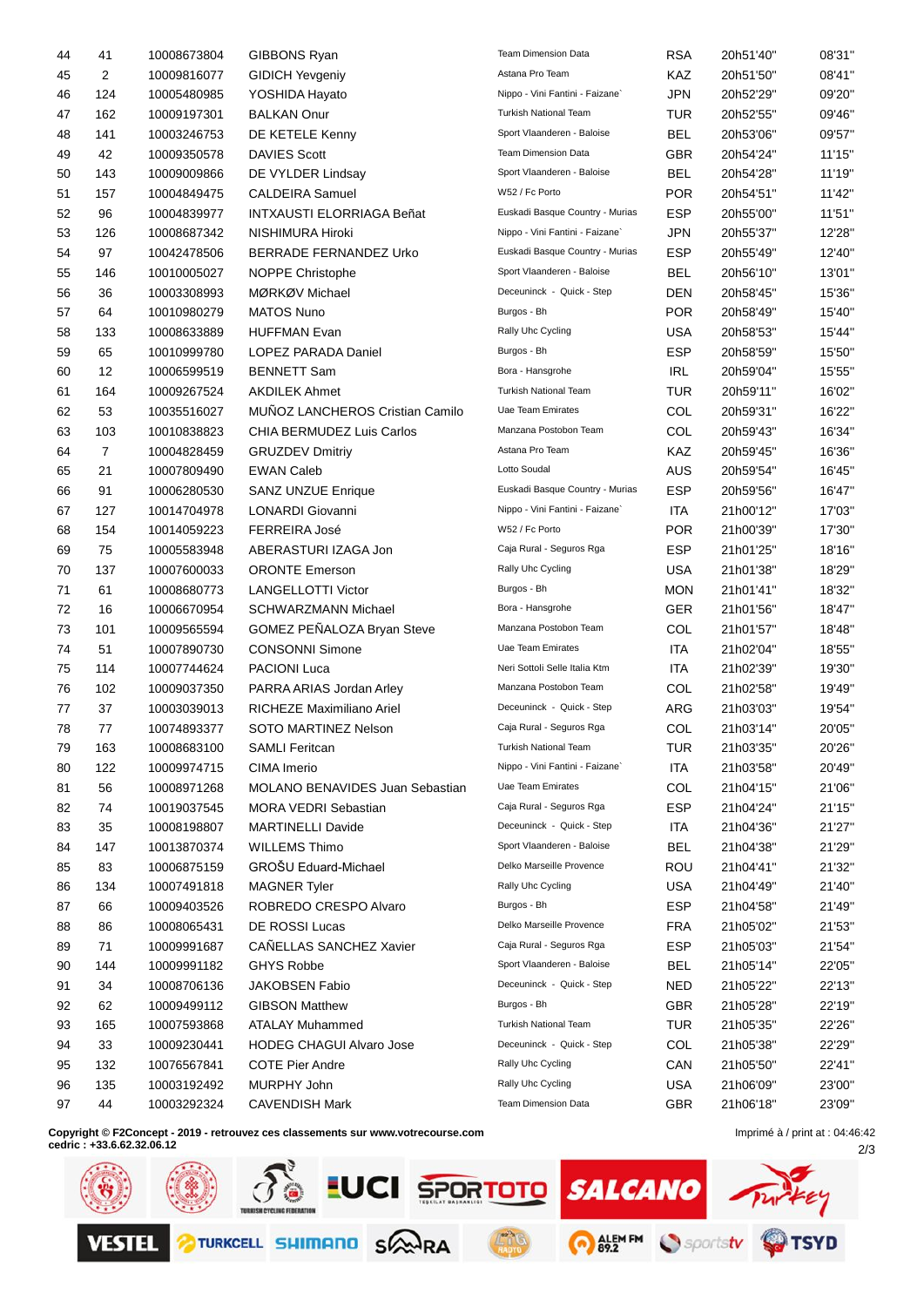| | | | | | | | |
|---|---|---|---|---|---|---|---|
| 44 | 41 | 10008673804 | GIBBONS Ryan | Team Dimension Data | RSA | 20h51'40'' | 08'31'' |
| 45 | 2 | 10009816077 | GIDICH Yevgeniy | Astana Pro Team | KAZ | 20h51'50'' | 08'41'' |
| 46 | 124 | 10005480985 | YOSHIDA Hayato | Nippo - Vini Fantini - Faizane` | JPN | 20h52'29'' | 09'20'' |
| 47 | 162 | 10009197301 | BALKAN Onur | Turkish National Team | TUR | 20h52'55'' | 09'46'' |
| 48 | 141 | 10003246753 | DE KETELE Kenny | Sport Vlaanderen - Baloise | BEL | 20h53'06'' | 09'57'' |
| 49 | 42 | 10009350578 | DAVIES Scott | Team Dimension Data | GBR | 20h54'24'' | 11'15'' |
| 50 | 143 | 10009009866 | DE VYLDER Lindsay | Sport Vlaanderen - Baloise | BEL | 20h54'28'' | 11'19'' |
| 51 | 157 | 10004849475 | CALDEIRA Samuel | W52 / Fc Porto | POR | 20h54'51'' | 11'42'' |
| 52 | 96 | 10004839977 | INTXAUSTI ELORRIAGA Beñat | Euskadi Basque Country - Murias | ESP | 20h55'00'' | 11'51'' |
| 53 | 126 | 10008687342 | NISHIMURA Hiroki | Nippo - Vini Fantini - Faizane` | JPN | 20h55'37'' | 12'28'' |
| 54 | 97 | 10042478506 | BERRADE FERNANDEZ Urko | Euskadi Basque Country - Murias | ESP | 20h55'49'' | 12'40'' |
| 55 | 146 | 10010005027 | NOPPE Christophe | Sport Vlaanderen - Baloise | BEL | 20h56'10'' | 13'01'' |
| 56 | 36 | 10003308993 | MØRKØV Michael | Deceuninck - Quick - Step | DEN | 20h58'45'' | 15'36'' |
| 57 | 64 | 10010980279 | MATOS Nuno | Burgos - Bh | POR | 20h58'49'' | 15'40'' |
| 58 | 133 | 10008633889 | HUFFMAN Evan | Rally Uhc Cycling | USA | 20h58'53'' | 15'44'' |
| 59 | 65 | 10010999780 | LOPEZ PARADA Daniel | Burgos - Bh | ESP | 20h58'59'' | 15'50'' |
| 60 | 12 | 10006599519 | BENNETT Sam | Bora - Hansgrohe | IRL | 20h59'04'' | 15'55'' |
| 61 | 164 | 10009267524 | AKDILEK Ahmet | Turkish National Team | TUR | 20h59'11'' | 16'02'' |
| 62 | 53 | 10035516027 | MUÑOZ LANCHEROS Cristian Camilo | Uae Team Emirates | COL | 20h59'31'' | 16'22'' |
| 63 | 103 | 10010838823 | CHIA BERMUDEZ Luis Carlos | Manzana Postobon Team | COL | 20h59'43'' | 16'34'' |
| 64 | 7 | 10004828459 | GRUZDEV Dmitriy | Astana Pro Team | KAZ | 20h59'45'' | 16'36'' |
| 65 | 21 | 10007809490 | EWAN Caleb | Lotto Soudal | AUS | 20h59'54'' | 16'45'' |
| 66 | 91 | 10006280530 | SANZ UNZUE Enrique | Euskadi Basque Country - Murias | ESP | 20h59'56'' | 16'47'' |
| 67 | 127 | 10014704978 | LONARDI Giovanni | Nippo - Vini Fantini - Faizane` | ITA | 21h00'12'' | 17'03'' |
| 68 | 154 | 10014059223 | FERREIRA José | W52 / Fc Porto | POR | 21h00'39'' | 17'30'' |
| 69 | 75 | 10005583948 | ABERASTURI IZAGA Jon | Caja Rural - Seguros Rga | ESP | 21h01'25'' | 18'16'' |
| 70 | 137 | 10007600033 | ORONTE Emerson | Rally Uhc Cycling | USA | 21h01'38'' | 18'29'' |
| 71 | 61 | 10008680773 | LANGELLOTTI Victor | Burgos - Bh | MON | 21h01'41'' | 18'32'' |
| 72 | 16 | 10006670954 | SCHWARZMANN Michael | Bora - Hansgrohe | GER | 21h01'56'' | 18'47'' |
| 73 | 101 | 10009565594 | GOMEZ PEÑALOZA Bryan Steve | Manzana Postobon Team | COL | 21h01'57'' | 18'48'' |
| 74 | 51 | 10007890730 | CONSONNI Simone | Uae Team Emirates | ITA | 21h02'04'' | 18'55'' |
| 75 | 114 | 10007744624 | PACIONI Luca | Neri Sottoli Selle Italia Ktm | ITA | 21h02'39'' | 19'30'' |
| 76 | 102 | 10009037350 | PARRA ARIAS Jordan Arley | Manzana Postobon Team | COL | 21h02'58'' | 19'49'' |
| 77 | 37 | 10003039013 | RICHEZE Maximiliano Ariel | Deceuninck - Quick - Step | ARG | 21h03'03'' | 19'54'' |
| 78 | 77 | 10074893377 | SOTO MARTINEZ Nelson | Caja Rural - Seguros Rga | COL | 21h03'14'' | 20'05'' |
| 79 | 163 | 10008683100 | SAMLI Feritcan | Turkish National Team | TUR | 21h03'35'' | 20'26'' |
| 80 | 122 | 10009974715 | CIMA Imerio | Nippo - Vini Fantini - Faizane` | ITA | 21h03'58'' | 20'49'' |
| 81 | 56 | 10008971268 | MOLANO BENAVIDES Juan Sebastian | Uae Team Emirates | COL | 21h04'15'' | 21'06'' |
| 82 | 74 | 10019037545 | MORA VEDRI Sebastian | Caja Rural - Seguros Rga | ESP | 21h04'24'' | 21'15'' |
| 83 | 35 | 10008198807 | MARTINELLI Davide | Deceuninck - Quick - Step | ITA | 21h04'36'' | 21'27'' |
| 84 | 147 | 10013870374 | WILLEMS Thimo | Sport Vlaanderen - Baloise | BEL | 21h04'38'' | 21'29'' |
| 85 | 83 | 10006875159 | GROŠU Eduard-Michael | Delko Marseille Provence | ROU | 21h04'41'' | 21'32'' |
| 86 | 134 | 10007491818 | MAGNER Tyler | Rally Uhc Cycling | USA | 21h04'49'' | 21'40'' |
| 87 | 66 | 10009403526 | ROBREDO CRESPO Alvaro | Burgos - Bh | ESP | 21h04'58'' | 21'49'' |
| 88 | 86 | 10008065431 | DE ROSSI Lucas | Delko Marseille Provence | FRA | 21h05'02'' | 21'53'' |
| 89 | 71 | 10009991687 | CAÑELLAS SANCHEZ Xavier | Caja Rural - Seguros Rga | ESP | 21h05'03'' | 21'54'' |
| 90 | 144 | 10009991182 | GHYS Robbe | Sport Vlaanderen - Baloise | BEL | 21h05'14'' | 22'05'' |
| 91 | 34 | 10008706136 | JAKOBSEN Fabio | Deceuninck - Quick - Step | NED | 21h05'22'' | 22'13'' |
| 92 | 62 | 10009499112 | GIBSON Matthew | Burgos - Bh | GBR | 21h05'28'' | 22'19'' |
| 93 | 165 | 10007593868 | ATALAY Muhammed | Turkish National Team | TUR | 21h05'35'' | 22'26'' |
| 94 | 33 | 10009230441 | HODEG CHAGUI Alvaro Jose | Deceuninck - Quick - Step | COL | 21h05'38'' | 22'29'' |
| 95 | 132 | 10076567841 | COTE Pier Andre | Rally Uhc Cycling | CAN | 21h05'50'' | 22'41'' |
| 96 | 135 | 10003192492 | MURPHY John | Rally Uhc Cycling | USA | 21h06'09'' | 23'00'' |
| 97 | 44 | 10003292324 | CAVENDISH Mark | Team Dimension Data | GBR | 21h06'18'' | 23'09'' |

**Copyright © F2Concept - 2019 - retrouvez ces classements sur www.votrecourse.com**
**cedric : +33.6.62.32.06.12**

Imprimé à / print at : 04:46:42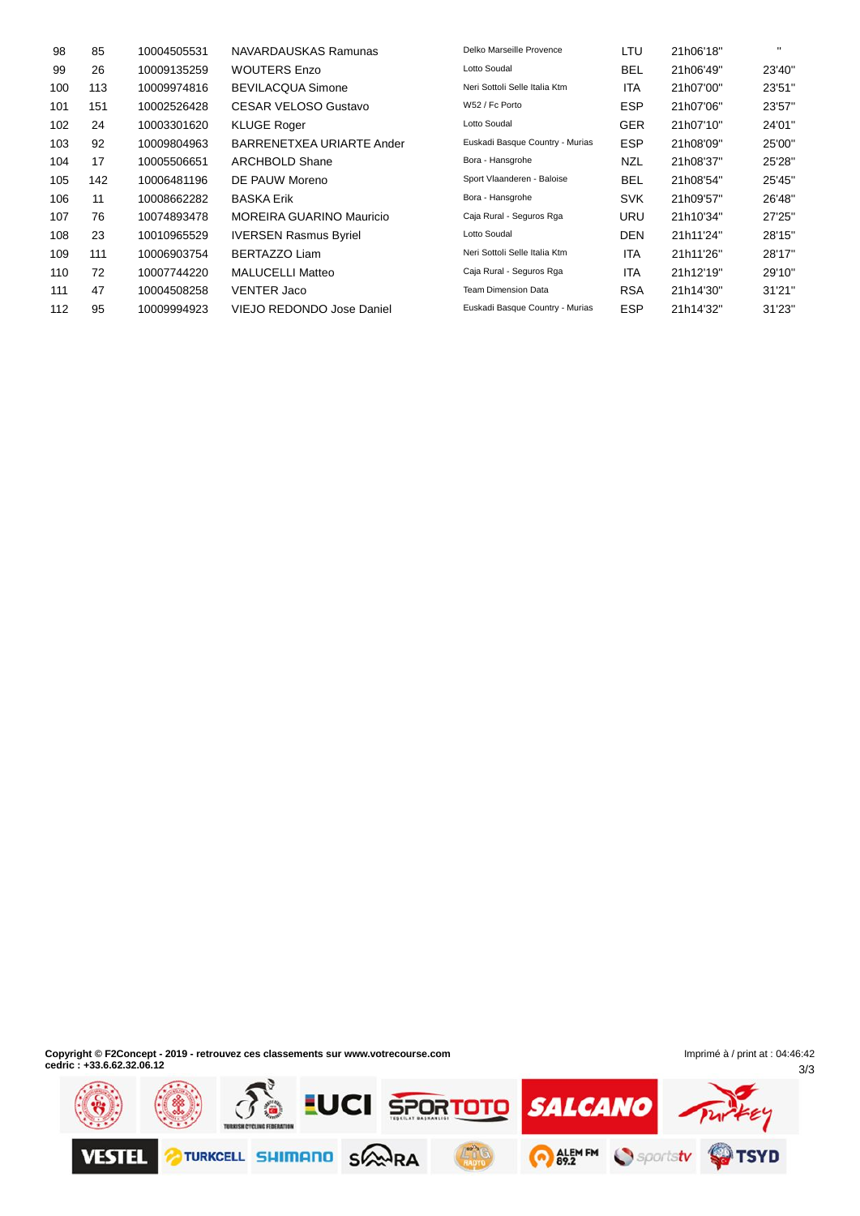| | | | | | | | |
|---|---|---|---|---|---|---|---|
| 98 | 85 | 10004505531 | NAVARDAUSKAS Ramunas | Delko Marseille Provence | LTU | 21h06'18'' | '' |
| 99 | 26 | 10009135259 | WOUTERS Enzo | Lotto Soudal | BEL | 21h06'49'' | 23'40'' |
| 100 | 113 | 10009974816 | BEVILACQUA Simone | Neri Sottoli Selle Italia Ktm | ITA | 21h07'00'' | 23'51'' |
| 101 | 151 | 10002526428 | CESAR VELOSO Gustavo | W52 / Fc Porto | ESP | 21h07'06'' | 23'57'' |
| 102 | 24 | 10003301620 | KLUGE Roger | Lotto Soudal | GER | 21h07'10'' | 24'01'' |
| 103 | 92 | 10009804963 | BARRENETXEA URIARTE Ander | Euskadi Basque Country - Murias | ESP | 21h08'09'' | 25'00'' |
| 104 | 17 | 10005506651 | ARCHBOLD Shane | Bora - Hansgrohe | NZL | 21h08'37'' | 25'28'' |
| 105 | 142 | 10006481196 | DE PAUW Moreno | Sport Vlaanderen - Baloise | BEL | 21h08'54'' | 25'45'' |
| 106 | 11 | 10008662282 | BASKA Erik | Bora - Hansgrohe | SVK | 21h09'57'' | 26'48'' |
| 107 | 76 | 10074893478 | MOREIRA GUARINO Mauricio | Caja Rural - Seguros Rga | URU | 21h10'34'' | 27'25'' |
| 108 | 23 | 10010965529 | IVERSEN Rasmus Byriel | Lotto Soudal | DEN | 21h11'24'' | 28'15'' |
| 109 | 111 | 10006903754 | BERTAZZO Liam | Neri Sottoli Selle Italia Ktm | ITA | 21h11'26'' | 28'17'' |
| 110 | 72 | 10007744220 | MALUCELLI Matteo | Caja Rural - Seguros Rga | ITA | 21h12'19'' | 29'10'' |
| 111 | 47 | 10004508258 | VENTER Jaco | Team Dimension Data | RSA | 21h14'30'' | 31'21'' |
| 112 | 95 | 10009994923 | VIEJO REDONDO Jose Daniel | Euskadi Basque Country - Murias | ESP | 21h14'32'' | 31'23'' |

**Copyright © F2Concept - 2019 - retrouvez ces classements sur www.votrecourse.com**
**cedric : +33.6.62.32.06.12**

Imprimé à / print at : 04:46:42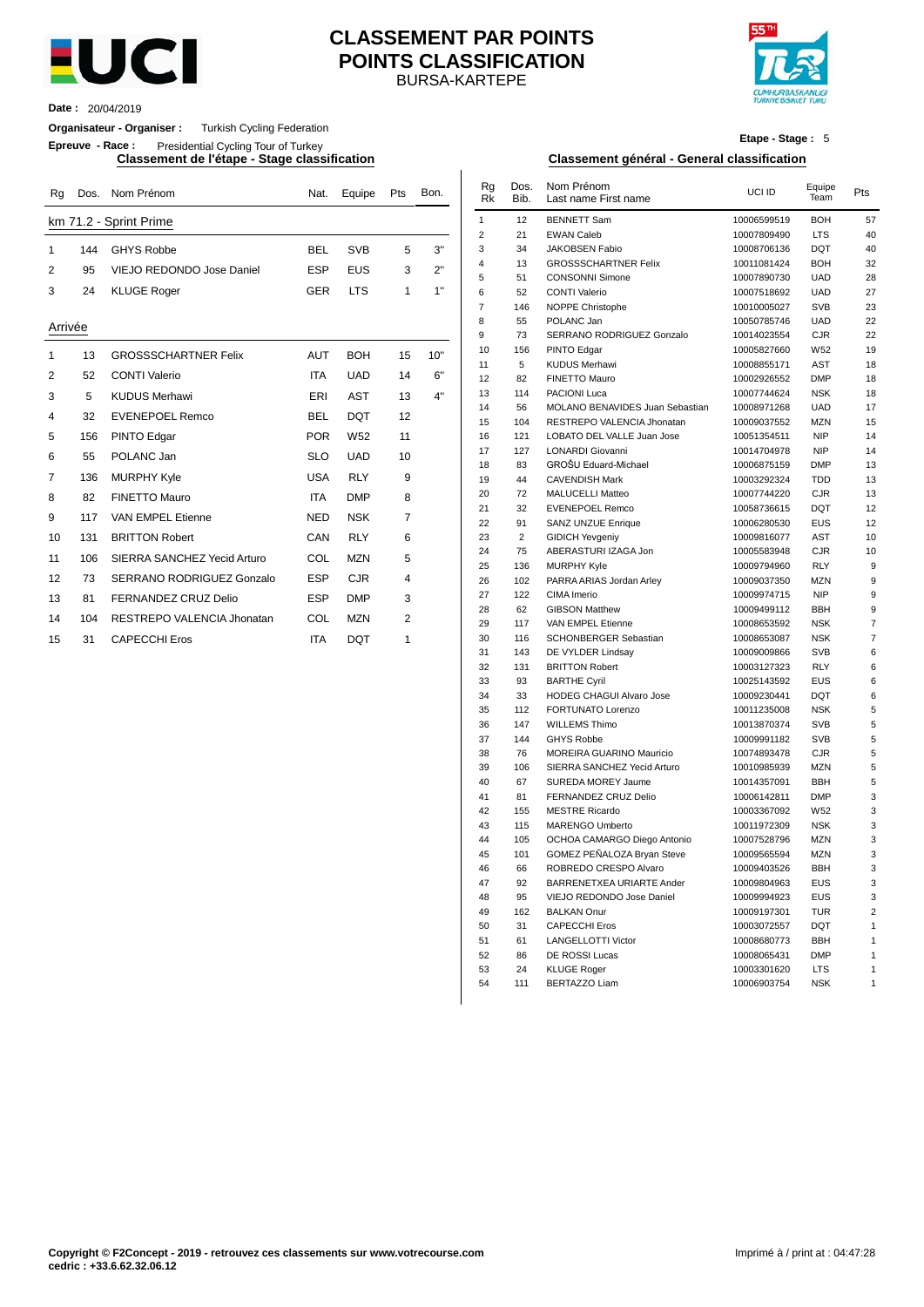# CLASSEMENT PAR POINTS
# POINTS CLASSIFICATION
BURSA-KARTEPE

**Date :** 20/04/2019

**Organisateur - Organiser :** Turkish Cycling Federation

**Epreuve - Race :** Presidential Cycling Tour of Turkey

**Etape - Stage :** 5

## Classement de l'étape - Stage classification

| Rg | Dos. | Nom Prénom | Nat. | Equipe | Pts | Bon. |
|---|---|---|---|---|---|---|
| **km 71.2 - Sprint Prime** | | | | | | |
| 1 | 144 | GHYS Robbe | BEL | SVB | 5 | 3" |
| 2 | 95 | VIEJO REDONDO Jose Daniel | ESP | EUS | 3 | 2" |
| 3 | 24 | KLUGE Roger | GER | LTS | 1 | 1" |
| **Arrivée** | | | | | | |
| 1 | 13 | GROSSSCHARTNER Felix | AUT | BOH | 15 | 10" |
| 2 | 52 | CONTI Valerio | ITA | UAD | 14 | 6" |
| 3 | 5 | KUDUS Merhawi | ERI | AST | 13 | 4" |
| 4 | 32 | EVENEPOEL Remco | BEL | DQT | 12 | |
| 5 | 156 | PINTO Edgar | POR | W52 | 11 | |
| 6 | 55 | POLANC Jan | SLO | UAD | 10 | |
| 7 | 136 | MURPHY Kyle | USA | RLY | 9 | |
| 8 | 82 | FINETTO Mauro | ITA | DMP | 8 | |
| 9 | 117 | VAN EMPEL Etienne | NED | NSK | 7 | |
| 10 | 131 | BRITTON Robert | CAN | RLY | 6 | |
| 11 | 106 | SIERRA SANCHEZ Yecid Arturo | COL | MZN | 5 | |
| 12 | 73 | SERRANO RODRIGUEZ Gonzalo | ESP | CJR | 4 | |
| 13 | 81 | FERNANDEZ CRUZ Delio | ESP | DMP | 3 | |
| 14 | 104 | RESTREPO VALENCIA Jhonatan | COL | MZN | 2 | |
| 15 | 31 | CAPECCHI Eros | ITA | DQT | 1 | |

## Classement général - General classification

| Rg Rk | Dos. Bib. | Nom Prénom Last name First name | UCI ID | Equipe Team | Pts |
|---|---|---|---|---|---|
| 1 | 12 | BENNETT Sam | 10006599519 | BOH | 57 |
| 2 | 21 | EWAN Caleb | 10007809490 | LTS | 40 |
| 3 | 34 | JAKOBSEN Fabio | 10008706136 | DQT | 40 |
| 4 | 13 | GROSSSCHARTNER Felix | 10011081424 | BOH | 32 |
| 5 | 51 | CONSONNI Simone | 10007890730 | UAD | 28 |
| 6 | 52 | CONTI Valerio | 10007518692 | UAD | 27 |
| 7 | 146 | NOPPE Christophe | 10010005027 | SVB | 23 |
| 8 | 55 | POLANC Jan | 10050785746 | UAD | 22 |
| 9 | 73 | SERRANO RODRIGUEZ Gonzalo | 10014023554 | CJR | 22 |
| 10 | 156 | PINTO Edgar | 10005827660 | W52 | 19 |
| 11 | 5 | KUDUS Merhawi | 10008855171 | AST | 18 |
| 12 | 82 | FINETTO Mauro | 10002926552 | DMP | 18 |
| 13 | 114 | PACIONI Luca | 10007744624 | NSK | 18 |
| 14 | 56 | MOLANO BENAVIDES Juan Sebastian | 10008971268 | UAD | 17 |
| 15 | 104 | RESTREPO VALENCIA Jhonatan | 10009037552 | MZN | 15 |
| 16 | 121 | LOBATO DEL VALLE Juan Jose | 10051354511 | NIP | 14 |
| 17 | 127 | LONARDI Giovanni | 10014704978 | NIP | 14 |
| 18 | 83 | GROŠU Eduard-Michael | 10006875159 | DMP | 13 |
| 19 | 44 | CAVENDISH Mark | 10003292324 | TDD | 13 |
| 20 | 72 | MALUCELLI Matteo | 10007744220 | CJR | 13 |
| 21 | 32 | EVENEPOEL Remco | 10058736615 | DQT | 12 |
| 22 | 91 | SANZ UNZUE Enrique | 10006280530 | EUS | 12 |
| 23 | 2 | GIDICH Yevgeniy | 10009816077 | AST | 10 |
| 24 | 75 | ABERASTURI IZAGA Jon | 10005583948 | CJR | 10 |
| 25 | 136 | MURPHY Kyle | 10009794960 | RLY | 9 |
| 26 | 102 | PARRA ARIAS Jordan Arley | 10009037350 | MZN | 9 |
| 27 | 122 | CIMA Imerio | 10009974715 | NIP | 9 |
| 28 | 62 | GIBSON Matthew | 10009499112 | BBH | 9 |
| 29 | 117 | VAN EMPEL Etienne | 10008653592 | NSK | 7 |
| 30 | 116 | SCHONBERGER Sebastian | 10008653087 | NSK | 7 |
| 31 | 143 | DE VYLDER Lindsay | 10009009866 | SVB | 6 |
| 32 | 131 | BRITTON Robert | 10003127323 | RLY | 6 |
| 33 | 93 | BARTHE Cyril | 10025143592 | EUS | 6 |
| 34 | 33 | HODEG CHAGUI Alvaro Jose | 10009230441 | DQT | 6 |
| 35 | 112 | FORTUNATO Lorenzo | 10011235008 | NSK | 5 |
| 36 | 147 | WILLEMS Thimo | 10013870374 | SVB | 5 |
| 37 | 144 | GHYS Robbe | 10009991182 | SVB | 5 |
| 38 | 76 | MOREIRA GUARINO Mauricio | 10074893478 | CJR | 5 |
| 39 | 106 | SIERRA SANCHEZ Yecid Arturo | 10010985939 | MZN | 5 |
| 40 | 67 | SUREDA MOREY Jaume | 10014357091 | BBH | 5 |
| 41 | 81 | FERNANDEZ CRUZ Delio | 10006142811 | DMP | 3 |
| 42 | 155 | MESTRE Ricardo | 10003367092 | W52 | 3 |
| 43 | 115 | MARENGO Umberto | 10011972309 | NSK | 3 |
| 44 | 105 | OCHOA CAMARGO Diego Antonio | 10007528796 | MZN | 3 |
| 45 | 101 | GOMEZ PEÑALOZA Bryan Steve | 10009565594 | MZN | 3 |
| 46 | 66 | ROBREDO CRESPO Alvaro | 10009403526 | BBH | 3 |
| 47 | 92 | BARRENETXEA URIARTE Ander | 10009804963 | EUS | 3 |
| 48 | 95 | VIEJO REDONDO Jose Daniel | 10009994923 | EUS | 3 |
| 49 | 162 | BALKAN Onur | 10009197301 | TUR | 2 |
| 50 | 31 | CAPECCHI Eros | 10003072557 | DQT | 1 |
| 51 | 61 | LANGELLOTTI Victor | 10008680773 | BBH | 1 |
| 52 | 86 | DE ROSSI Lucas | 10008065431 | DMP | 1 |
| 53 | 24 | KLUGE Roger | 10003301620 | LTS | 1 |
| 54 | 111 | BERTAZZO Liam | 10006903754 | NSK | 1 |

**Copyright © F2Concept - 2019 - retrouvez ces classements sur www.votrecourse.com**
**cedric : +33.6.62.32.06.12**

Imprimé à / print at : 04:47:28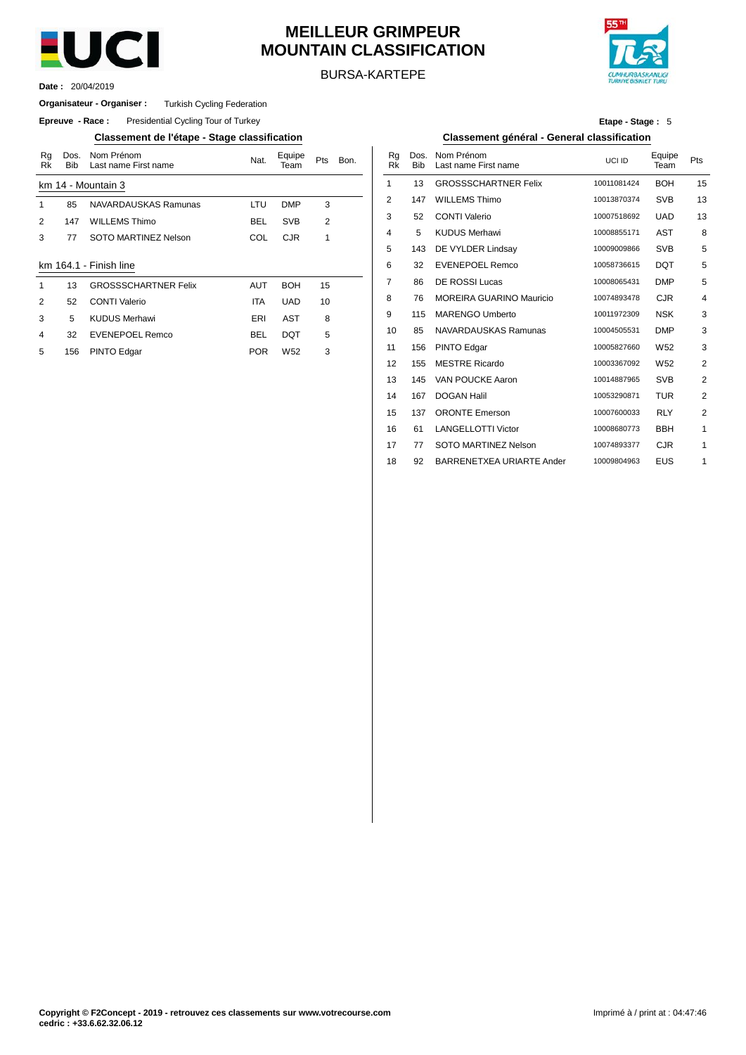# MEILLEUR GRIMPEUR
# MOUNTAIN CLASSIFICATION

BURSA-KARTEPE

**Date :** 20/04/2019

**Organisateur - Organiser :** Turkish Cycling Federation

**Epreuve - Race :** Presidential Cycling Tour of Turkey

**Etape - Stage :** 5

## Classement de l'étape - Stage classification

**km 14 - Mountain 3**

| Rg Rk | Dos. Bib | Nom Prénom Last name First name | Nat. | Equipe Team | Pts | Bon. |
|---|---|---|---|---|---|---|
| 1 | 85 | NAVARDAUSKAS Ramunas | LTU | DMP | 3 | |
| 2 | 147 | WILLEMS Thimo | BEL | SVB | 2 | |
| 3 | 77 | SOTO MARTINEZ Nelson | COL | CJR | 1 | |

**km 164.1 - Finish line**

| Rg Rk | Dos. Bib | Nom Prénom Last name First name | Nat. | Equipe Team | Pts | Bon. |
|---|---|---|---|---|---|---|
| 1 | 13 | GROSSSCHARTNER Felix | AUT | BOH | 15 | |
| 2 | 52 | CONTI Valerio | ITA | UAD | 10 | |
| 3 | 5 | KUDUS Merhawi | ERI | AST | 8 | |
| 4 | 32 | EVENEPOEL Remco | BEL | DQT | 5 | |
| 5 | 156 | PINTO Edgar | POR | W52 | 3 | |

## Classement général - General classification

| Rg Rk | Dos. Bib | Nom Prénom Last name First name | UCI ID | Equipe Team | Pts |
|---|---|---|---|---|---|
| 1 | 13 | GROSSSCHARTNER Felix | 10011081424 | BOH | 15 |
| 2 | 147 | WILLEMS Thimo | 10013870374 | SVB | 13 |
| 3 | 52 | CONTI Valerio | 10007518692 | UAD | 13 |
| 4 | 5 | KUDUS Merhawi | 10008855171 | AST | 8 |
| 5 | 143 | DE VYLDER Lindsay | 10009009866 | SVB | 5 |
| 6 | 32 | EVENEPOEL Remco | 10058736615 | DQT | 5 |
| 7 | 86 | DE ROSSI Lucas | 10008065431 | DMP | 5 |
| 8 | 76 | MOREIRA GUARINO Mauricio | 10074893478 | CJR | 4 |
| 9 | 115 | MARENGO Umberto | 10011972309 | NSK | 3 |
| 10 | 85 | NAVARDAUSKAS Ramunas | 10004505531 | DMP | 3 |
| 11 | 156 | PINTO Edgar | 10005827660 | W52 | 3 |
| 12 | 155 | MESTRE Ricardo | 10003367092 | W52 | 2 |
| 13 | 145 | VAN POUCKE Aaron | 10014887965 | SVB | 2 |
| 14 | 167 | DOGAN Halil | 10053290871 | TUR | 2 |
| 15 | 137 | ORONTE Emerson | 10007600033 | RLY | 2 |
| 16 | 61 | LANGELLOTTI Victor | 10008680773 | BBH | 1 |
| 17 | 77 | SOTO MARTINEZ Nelson | 10074893377 | CJR | 1 |
| 18 | 92 | BARRENETXEA URIARTE Ander | 10009804963 | EUS | 1 |

**Copyright © F2Concept - 2019 - retrouvez ces classements sur www.votrecourse.com**
**cedric : +33.6.62.32.06.12**

Imprimé à / print at : 04:47:46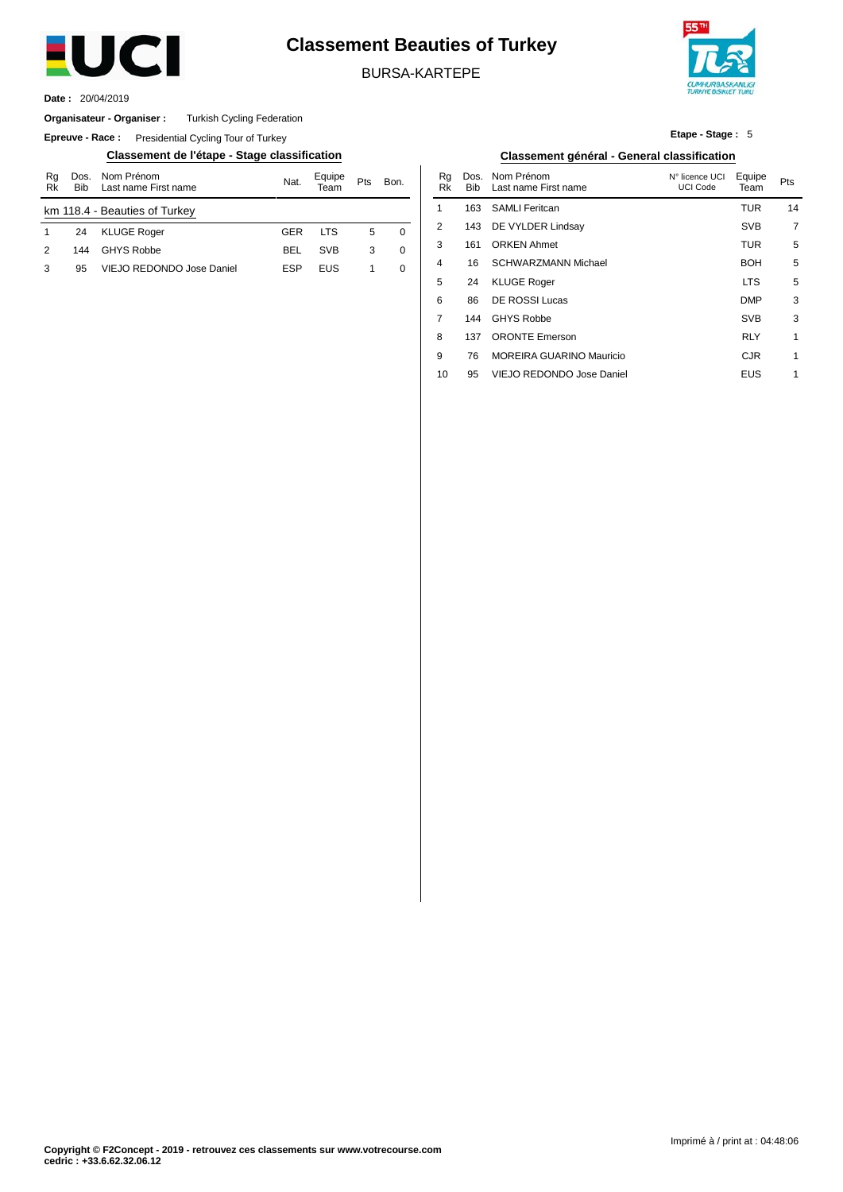# Classement Beauties of Turkey

BURSA-KARTEPE

**Date :** 20/04/2019

**Organisateur - Organiser :** Turkish Cycling Federation

**Epreuve - Race :** Presidential Cycling Tour of Turkey

**Etape - Stage :** 5

## Classement de l'étape - Stage classification

| Rg Rk | Dos. Bib | Nom Prénom Last name First name | Nat. | Equipe Team | Pts | Bon. |
|---|---|---|---|---|---|---|
| km 118.4 - Beauties of Turkey | | | | | | |
| 1 | 24 | KLUGE Roger | GER | LTS | 5 | 0 |
| 2 | 144 | GHYS Robbe | BEL | SVB | 3 | 0 |
| 3 | 95 | VIEJO REDONDO Jose Daniel | ESP | EUS | 1 | 0 |

## Classement général - General classification

| Rg Rk | Dos. Bib | Nom Prénom Last name First name | N° licence UCI UCI Code | Equipe Team | Pts |
|---|---|---|---|---|---|
| 1 | 163 | SAMLI Feritcan | | TUR | 14 |
| 2 | 143 | DE VYLDER Lindsay | | SVB | 7 |
| 3 | 161 | ORKEN Ahmet | | TUR | 5 |
| 4 | 16 | SCHWARZMANN Michael | | BOH | 5 |
| 5 | 24 | KLUGE Roger | | LTS | 5 |
| 6 | 86 | DE ROSSI Lucas | | DMP | 3 |
| 7 | 144 | GHYS Robbe | | SVB | 3 |
| 8 | 137 | ORONTE Emerson | | RLY | 1 |
| 9 | 76 | MOREIRA GUARINO Mauricio | | CJR | 1 |
| 10 | 95 | VIEJO REDONDO Jose Daniel | | EUS | 1 |

**Copyright © F2Concept - 2019 - retrouvez ces classements sur www.votrecourse.com**
**cedric : +33.6.62.32.06.12**

Imprimé à / print at : 04:48:06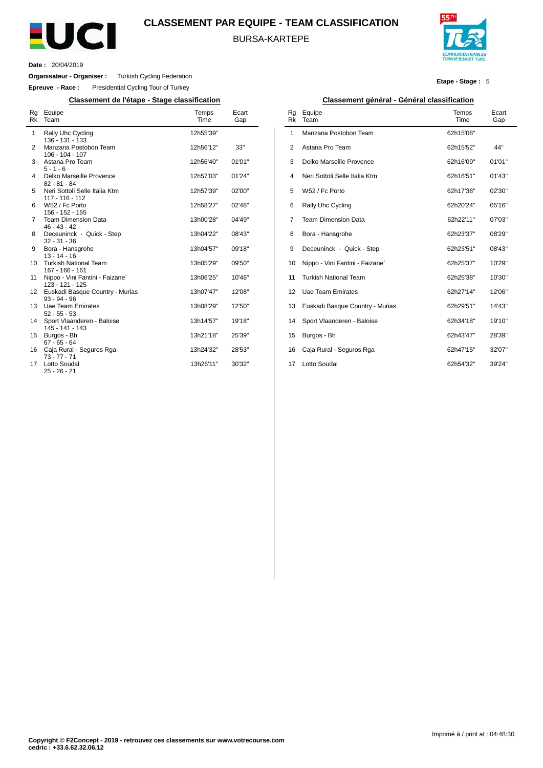# CLASSEMENT PAR EQUIPE - TEAM CLASSIFICATION

BURSA-KARTEPE

**Date :** 20/04/2019

**Organisateur - Organiser :** Turkish Cycling Federation

**Epreuve - Race :** Presidential Cycling Tour of Turkey

**Etape - Stage :** 5

## Classement de l'étape - Stage classification

| Rg Rk | Equipe Team | Temps Time | Ecart Gap |
|---|---|---|---|
| 1 | Rally Uhc Cycling<br>136 - 131 - 133 | 12h55'39'' | |
| 2 | Manzana Postobon Team<br>106 - 104 - 107 | 12h56'12'' | 33'' |
| 3 | Astana Pro Team<br>5 - 1 - 6 | 12h56'40'' | 01'01'' |
| 4 | Delko Marseille Provence<br>82 - 81 - 84 | 12h57'03'' | 01'24'' |
| 5 | Neri Sottoli Selle Italia Ktm<br>117 - 116 - 112 | 12h57'39'' | 02'00'' |
| 6 | W52 / Fc Porto<br>156 - 152 - 155 | 12h58'27'' | 02'48'' |
| 7 | Team Dimension Data<br>46 - 43 - 42 | 13h00'28'' | 04'49'' |
| 8 | Deceuninck - Quick - Step<br>32 - 31 - 36 | 13h04'22'' | 08'43'' |
| 9 | Bora - Hansgrohe<br>13 - 14 - 16 | 13h04'57'' | 09'18'' |
| 10 | Turkish National Team<br>167 - 166 - 161 | 13h05'29'' | 09'50'' |
| 11 | Nippo - Vini Fantini - Faizane`<br>123 - 121 - 125 | 13h06'25'' | 10'46'' |
| 12 | Euskadi Basque Country - Murias<br>93 - 94 - 96 | 13h07'47'' | 12'08'' |
| 13 | Uae Team Emirates<br>52 - 55 - 53 | 13h08'29'' | 12'50'' |
| 14 | Sport Vlaanderen - Baloise<br>145 - 141 - 143 | 13h14'57'' | 19'18'' |
| 15 | Burgos - Bh<br>67 - 65 - 64 | 13h21'18'' | 25'39'' |
| 16 | Caja Rural - Seguros Rga<br>73 - 77 - 71 | 13h24'32'' | 28'53'' |
| 17 | Lotto Soudal<br>25 - 26 - 21 | 13h26'11'' | 30'32'' |

## Classement général - Général classification

| Rg Rk | Equipe Team | Temps Time | Ecart Gap |
|---|---|---|---|
| 1 | Manzana Postobon Team | 62h15'08'' | |
| 2 | Astana Pro Team | 62h15'52'' | 44'' |
| 3 | Delko Marseille Provence | 62h16'09'' | 01'01'' |
| 4 | Neri Sottoli Selle Italia Ktm | 62h16'51'' | 01'43'' |
| 5 | W52 / Fc Porto | 62h17'38'' | 02'30'' |
| 6 | Rally Uhc Cycling | 62h20'24'' | 05'16'' |
| 7 | Team Dimension Data | 62h22'11'' | 07'03'' |
| 8 | Bora - Hansgrohe | 62h23'37'' | 08'29'' |
| 9 | Deceuninck - Quick - Step | 62h23'51'' | 08'43'' |
| 10 | Nippo - Vini Fantini - Faizane` | 62h25'37'' | 10'29'' |
| 11 | Turkish National Team | 62h25'38'' | 10'30'' |
| 12 | Uae Team Emirates | 62h27'14'' | 12'06'' |
| 13 | Euskadi Basque Country - Murias | 62h29'51'' | 14'43'' |
| 14 | Sport Vlaanderen - Baloise | 62h34'18'' | 19'10'' |
| 15 | Burgos - Bh | 62h43'47'' | 28'39'' |
| 16 | Caja Rural - Seguros Rga | 62h47'15'' | 32'07'' |
| 17 | Lotto Soudal | 62h54'32'' | 39'24'' |

**Copyright © F2Concept - 2019 - retrouvez ces classements sur www.votrecourse.com**
**cedric : +33.6.62.32.06.12**

Imprimé à / print at : 04:48:30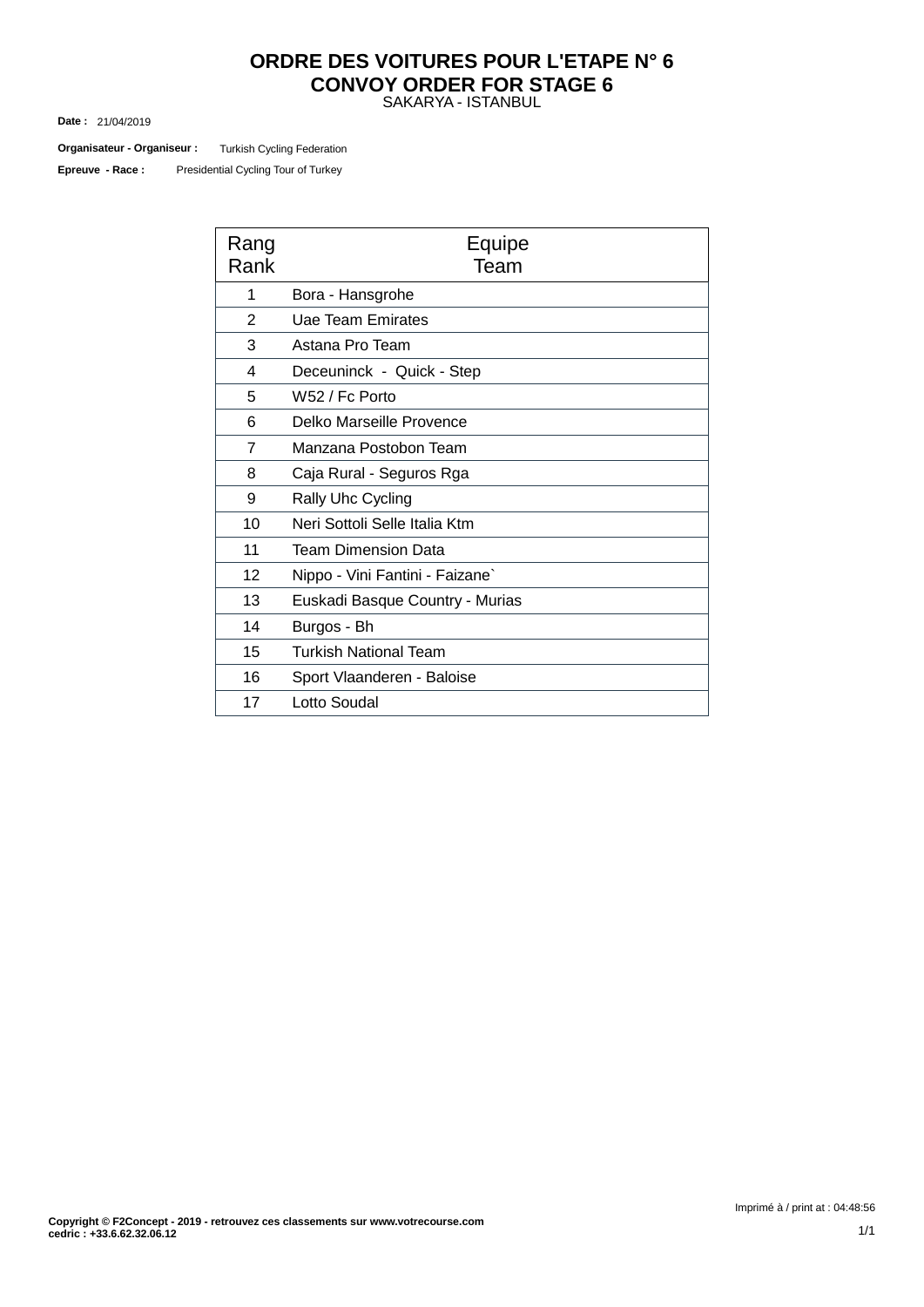# ORDRE DES VOITURES POUR L'ETAPE N° 6
# CONVOY ORDER FOR STAGE 6

SAKARYA - ISTANBUL

**Date :** 21/04/2019

**Organisateur - Organiseur :** Turkish Cycling Federation

**Epreuve - Race :** Presidential Cycling Tour of Turkey

| Rang Rank | Equipe Team |
|---|---|
| 1 | Bora - Hansgrohe |
| 2 | Uae Team Emirates |
| 3 | Astana Pro Team |
| 4 | Deceuninck - Quick - Step |
| 5 | W52 / Fc Porto |
| 6 | Delko Marseille Provence |
| 7 | Manzana Postobon Team |
| 8 | Caja Rural - Seguros Rga |
| 9 | Rally Uhc Cycling |
| 10 | Neri Sottoli Selle Italia Ktm |
| 11 | Team Dimension Data |
| 12 | Nippo - Vini Fantini - Faizane` |
| 13 | Euskadi Basque Country - Murias |
| 14 | Burgos - Bh |
| 15 | Turkish National Team |
| 16 | Sport Vlaanderen - Baloise |
| 17 | Lotto Soudal |

Imprimé à / print at : 04:48:56

**Copyright © F2Concept - 2019 - retrouvez ces classements sur www.votrecourse.com**
**cedric : +33.6.62.32.06.12**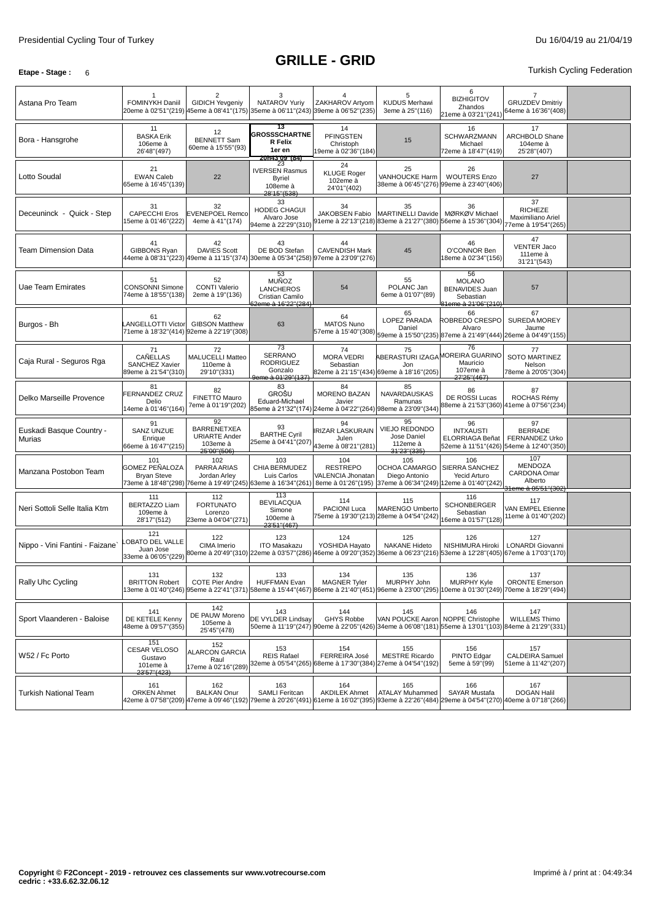Presidential Cycling Tour of Turkey

Du 16/04/19 au 21/04/19

# GRILLE - GRID

**Etape - Stage :** 6

Turkish Cycling Federation

| Team | 1 | 2 | 3 | 4 | 5 | 6 | 7 | |
|---|---|---|---|---|---|---|---|---|
| Astana Pro Team | 1 FOMINYKH Daniil 20eme à 02'51''(219) | 2 GIDICH Yevgeniy 45eme à 08'41''(175) | 3 NATAROV Yuriy 35eme à 06'11''(243) | 4 ZAKHAROV Artyom 39eme à 06'52''(235) | 5 KUDUS Merhawi 3eme à 25''(116) | 6 BIZHIGITOV Zhandos 21eme à 03'21''(241) | 7 GRUZDEV Dmitriy 64eme à 16'36''(408) | |
| Bora - Hansgrohe | 11 BASKA Erik 106eme à 26'48''(497) | 12 BENNETT Sam 60eme à 15'55''(93) | 13 **GROSSSCHARTNER Felix** **1er en 20h43'09''(84)** | 14 PFINGSTEN Christoph 19eme à 02'36''(184) | 15 | 16 SCHWARZMANN Michael 72eme à 18'47''(419) | 17 ARCHBOLD Shane 104eme à 25'28''(407) | |
| Lotto Soudal | 21 EWAN Caleb 65eme à 16'45''(139) | 22 | 23 IVERSEN Rasmus Byriel 108eme à 28'15''(538) | 24 KLUGE Roger 102eme à 24'01''(402) | 25 VANHOUCKE Harm 38eme à 06'45''(276) | 26 WOUTERS Enzo 99eme à 23'40''(406) | 27 | |
| Deceuninck - Quick - Step | 31 CAPECCHI Eros 15eme à 01'46''(222) | 32 EVENEPOEL Remco 4eme à 41''(174) | 33 HODEG CHAGUI Alvaro Jose 94eme à 22'29''(310) | 34 JAKOBSEN Fabio 91eme à 22'13''(218) | 35 MARTINELLI Davide 83eme à 21'27''(380) | 36 MØRKØV Michael 56eme à 15'36''(304) | 37 RICHEZE Maximiliano Ariel 77eme à 19'54''(265) | |
| Team Dimension Data | 41 GIBBONS Ryan 44eme à 08'31''(223) | 42 DAVIES Scott 49eme à 11'15''(374) | 43 DE BOD Stefan 30eme à 05'34''(258) | 44 CAVENDISH Mark 97eme à 23'09''(276) | 45 | 46 O'CONNOR Ben 18eme à 02'34''(156) | 47 VENTER Jaco 111eme à 31'21''(543) | |
| Uae Team Emirates | 51 CONSONNI Simone 74eme à 18'55''(138) | 52 CONTI Valerio 2eme à 19''(136) | 53 MUÑOZ LANCHEROS Cristian Camilo 62eme à 16'22''(284) | 54 | 55 POLANC Jan 6eme à 01'07''(89) | 56 MOLANO BENAVIDES Juan Sebastian 81eme à 21'06''(210) | 57 | |
| Burgos - Bh | 61 LANGELLOTTI Victor 71eme à 18'32''(414) | 62 GIBSON Matthew 92eme à 22'19''(308) | 63 | 64 MATOS Nuno 57eme à 15'40''(308) | 65 LOPEZ PARADA Daniel 59eme à 15'50''(235) | 66 ROBREDO CRESPO Alvaro 87eme à 21'49''(444) | 67 SUREDA MOREY Jaume 26eme à 04'49''(155) | |
| Caja Rural - Seguros Rga | 71 CAÑELLAS SANCHEZ Xavier 89eme à 21'54''(310) | 72 MALUCELLI Matteo 110eme à 29'10''(331) | 73 SERRANO RODRIGUEZ Gonzalo 9eme à 01'29''(137) | 74 MORA VEDRI Sebastian 82eme à 21'15''(434) | 75 ABERASTURI IZAGA Jon 69eme à 18'16''(205) | 76 MOREIRA GUARINO Mauricio 107eme à 27'25''(467) | 77 SOTO MARTINEZ Nelson 78eme à 20'05''(304) | |
| Delko Marseille Provence | 81 FERNANDEZ CRUZ Delio 14eme à 01'46''(164) | 82 FINETTO Mauro 7eme à 01'19''(202) | 83 GROŠU Eduard-Michael 85eme à 21'32''(174) | 84 MORENO BAZAN Javier 24eme à 04'22''(264) | 85 NAVARDAUSKAS Ramunas 98eme à 23'09''(344) | 86 DE ROSSI Lucas 88eme à 21'53''(360) | 87 ROCHAS Rémy 41eme à 07'56''(234) | |
| Euskadi Basque Country - Murias | 91 SANZ UNZUE Enrique 66eme à 16'47''(215) | 92 BARRENETXEA URIARTE Ander 103eme à 25'00''(506) | 93 BARTHE Cyril 25eme à 04'41''(207) | 94 IRIZAR LASKURAIN Julen 43eme à 08'21''(281) | 95 VIEJO REDONDO Jose Daniel 112eme à 31'23''(335) | 96 INTXAUSTI ELORRIAGA Beñat 52eme à 11'51''(426) | 97 BERRADE FERNANDEZ Urko 54eme à 12'40''(350) | |
| Manzana Postobon Team | 101 GOMEZ PEÑALOZA Bryan Steve 73eme à 18'48''(298) | 102 PARRA ARIAS Jordan Arley 76eme à 19'49''(245) | 103 CHIA BERMUDEZ Luis Carlos 63eme à 16'34''(261) | 104 RESTREPO VALENCIA Jhonatan 8eme à 01'26''(195) | 105 OCHOA CAMARGO Diego Antonio 37eme à 06'34''(249) | 106 SIERRA SANCHEZ Yecid Arturo 12eme à 01'40''(242) | 107 MENDOZA CARDONA Omar Alberto 31eme à 05'51''(302) | |
| Neri Sottoli Selle Italia Ktm | 111 BERTAZZO Liam 109eme à 28'17''(512) | 112 FORTUNATO Lorenzo 23eme à 04'04''(271) | 113 BEVILACQUA Simone 100eme à 23'51''(467) | 114 PACIONI Luca 75eme à 19'30''(213) | 115 MARENGO Umberto 28eme à 04'54''(242) | 116 SCHONBERGER Sebastian 16eme à 01'57''(128) | 117 VAN EMPEL Etienne 11eme à 01'40''(202) | |
| Nippo - Vini Fantini - Faizane` | 121 LOBATO DEL VALLE Juan Jose 33eme à 06'05''(229) | 122 CIMA Imerio 80eme à 20'49''(310) | 123 ITO Masakazu 22eme à 03'57''(286) | 124 YOSHIDA Hayato 46eme à 09'20''(352) | 125 NAKANE Hideto 36eme à 06'23''(216) | 126 NISHIMURA Hiroki 53eme à 12'28''(405) | 127 LONARDI Giovanni 67eme à 17'03''(170) | |
| Rally Uhc Cycling | 131 BRITTON Robert 13eme à 01'40''(246) | 132 COTE Pier Andre 95eme à 22'41''(371) | 133 HUFFMAN Evan 58eme à 15'44''(467) | 134 MAGNER Tyler 86eme à 21'40''(451) | 135 MURPHY John 96eme à 23'00''(295) | 136 MURPHY Kyle 10eme à 01'30''(249) | 137 ORONTE Emerson 70eme à 18'29''(494) | |
| Sport Vlaanderen - Baloise | 141 DE KETELE Kenny 48eme à 09'57''(355) | 142 DE PAUW Moreno 105eme à 25'45''(478) | 143 DE VYLDER Lindsay 50eme à 11'19''(247) | 144 GHYS Robbe 90eme à 22'05''(426) | 145 VAN POUCKE Aaron 34eme à 06'08''(181) | 146 NOPPE Christophe 55eme à 13'01''(103) | 147 WILLEMS Thimo 84eme à 21'29''(331) | |
| W52 / Fc Porto | 151 CESAR VELOSO Gustavo 101eme à 23'57''(423) | 152 ALARCON GARCIA Raul 17eme à 02'16''(289) | 153 REIS Rafael 32eme à 05'54''(265) | 154 FERREIRA José 68eme à 17'30''(384) | 155 MESTRE Ricardo 27eme à 04'54''(192) | 156 PINTO Edgar 5eme à 59''(99) | 157 CALDEIRA Samuel 51eme à 11'42''(207) | |
| Turkish National Team | 161 ORKEN Ahmet 42eme à 07'58''(209) | 162 BALKAN Onur 47eme à 09'46''(192) | 163 SAMLI Feritcan 79eme à 20'26''(491) | 164 AKDILEK Ahmet 61eme à 16'02''(395) | 165 ATALAY Muhammed 93eme à 22'26''(484) | 166 SAYAR Mustafa 29eme à 04'54''(270) | 167 DOGAN Halil 40eme à 07'18''(266) | |

**Copyright © F2Concept - 2019 - retrouvez ces classements sur www.votrecourse.com**
**cedric : +33.6.62.32.06.12**

Imprimé à / print at : 04:49:34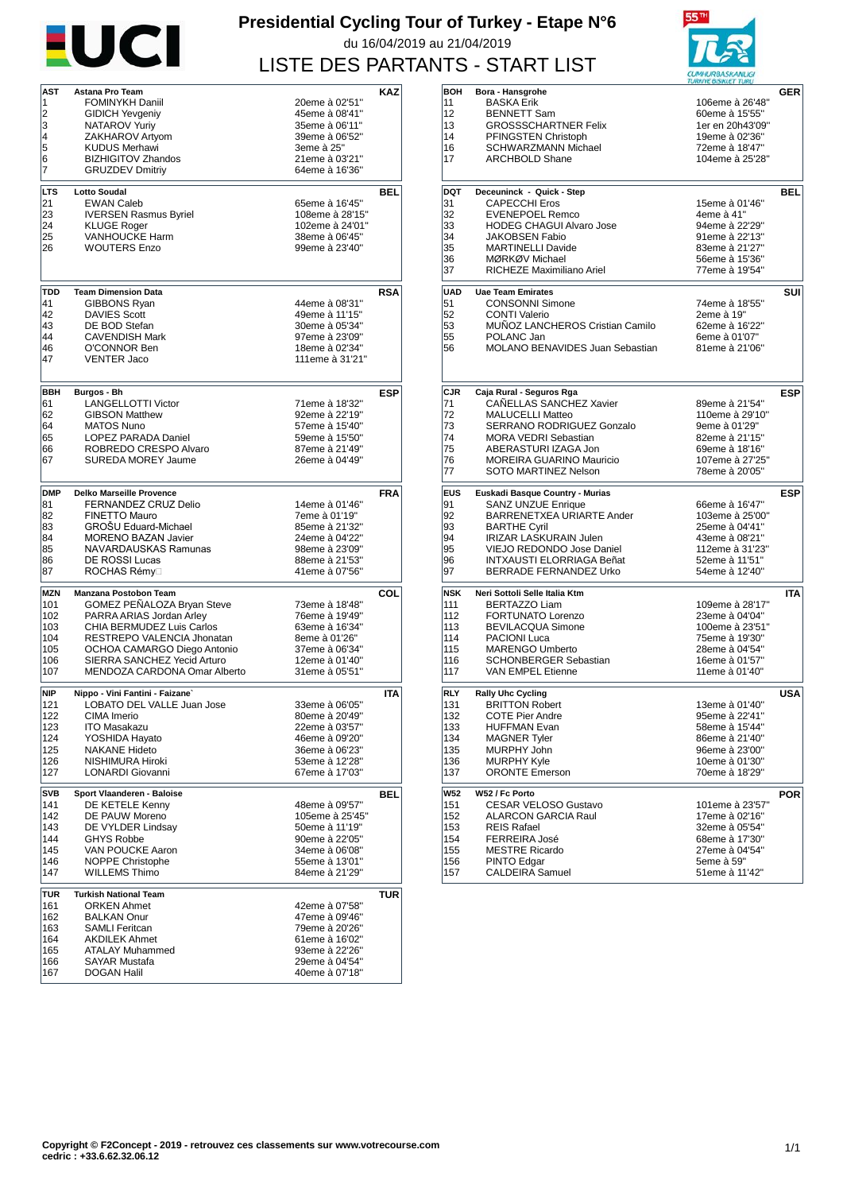# Presidential Cycling Tour of Turkey - Etape N°6

du 16/04/2019 au 21/04/2019

## LISTE DES PARTANTS - START LIST

| AST | Astana Pro Team | | KAZ |
|---|---|---|---|
| 1 | FOMINYKH Daniil | 20eme à 02'51" | |
| 2 | GIDICH Yevgeniy | 45eme à 08'41" | |
| 3 | NATAROV Yuriy | 35eme à 06'11" | |
| 4 | ZAKHAROV Artyom | 39eme à 06'52" | |
| 5 | KUDUS Merhawi | 3eme à 25" | |
| 6 | BIZHIGITOV Zhandos | 21eme à 03'21" | |
| 7 | GRUZDEV Dmitriy | 64eme à 16'36" | |

| BOH | Bora - Hansgrohe | | GER |
|---|---|---|---|
| 11 | BASKA Erik | 106eme à 26'48" | |
| 12 | BENNETT Sam | 60eme à 15'55" | |
| 13 | GROSSSCHARTNER Felix | 1er en 20h43'09" | |
| 14 | PFINGSTEN Christoph | 19eme à 02'36" | |
| 16 | SCHWARZMANN Michael | 72eme à 18'47" | |
| 17 | ARCHBOLD Shane | 104eme à 25'28" | |

| LTS | Lotto Soudal | | BEL |
|---|---|---|---|
| 21 | EWAN Caleb | 65eme à 16'45" | |
| 23 | IVERSEN Rasmus Byriel | 108eme à 28'15" | |
| 24 | KLUGE Roger | 102eme à 24'01" | |
| 25 | VANHOUCKE Harm | 38eme à 06'45" | |
| 26 | WOUTERS Enzo | 99eme à 23'40" | |

| DQT | Deceuninck - Quick - Step | | BEL |
|---|---|---|---|
| 31 | CAPECCHI Eros | 15eme à 01'46" | |
| 32 | EVENEPOEL Remco | 4eme à 41" | |
| 33 | HODEG CHAGUI Alvaro Jose | 94eme à 22'29" | |
| 34 | JAKOBSEN Fabio | 91eme à 22'13" | |
| 35 | MARTINELLI Davide | 83eme à 21'27" | |
| 36 | MØRKØV Michael | 56eme à 15'36" | |
| 37 | RICHEZE Maximiliano Ariel | 77eme à 19'54" | |

| TDD | Team Dimension Data | | RSA |
|---|---|---|---|
| 41 | GIBBONS Ryan | 44eme à 08'31" | |
| 42 | DAVIES Scott | 49eme à 11'15" | |
| 43 | DE BOD Stefan | 30eme à 05'34" | |
| 44 | CAVENDISH Mark | 97eme à 23'09" | |
| 46 | O'CONNOR Ben | 18eme à 02'34" | |
| 47 | VENTER Jaco | 111eme à 31'21" | |

| UAD | Uae Team Emirates | | SUI |
|---|---|---|---|
| 51 | CONSONNI Simone | 74eme à 18'55" | |
| 52 | CONTI Valerio | 2eme à 19" | |
| 53 | MUÑOZ LANCHEROS Cristian Camilo | 62eme à 16'22" | |
| 55 | POLANC Jan | 6eme à 01'07" | |
| 56 | MOLANO BENAVIDES Juan Sebastian | 81eme à 21'06" | |

| BBH | Burgos - Bh | | ESP |
|---|---|---|---|
| 61 | LANGELLOTTI Victor | 71eme à 18'32" | |
| 62 | GIBSON Matthew | 92eme à 22'19" | |
| 64 | MATOS Nuno | 57eme à 15'40" | |
| 65 | LOPEZ PARADA Daniel | 59eme à 15'50" | |
| 66 | ROBREDO CRESPO Alvaro | 87eme à 21'49" | |
| 67 | SUREDA MOREY Jaume | 26eme à 04'49" | |

| CJR | Caja Rural - Seguros Rga | | ESP |
|---|---|---|---|
| 71 | CAÑELLAS SANCHEZ Xavier | 89eme à 21'54" | |
| 72 | MALUCELLI Matteo | 110eme à 29'10" | |
| 73 | SERRANO RODRIGUEZ Gonzalo | 9eme à 01'29" | |
| 74 | MORA VEDRI Sebastian | 82eme à 21'15" | |
| 75 | ABERASTURI IZAGA Jon | 69eme à 18'16" | |
| 76 | MOREIRA GUARINO Mauricio | 107eme à 27'25" | |
| 77 | SOTO MARTINEZ Nelson | 78eme à 20'05" | |

| DMP | Delko Marseille Provence | | FRA |
|---|---|---|---|
| 81 | FERNANDEZ CRUZ Delio | 14eme à 01'46" | |
| 82 | FINETTO Mauro | 7eme à 01'19" | |
| 83 | GROŠU Eduard-Michael | 85eme à 21'32" | |
| 84 | MORENO BAZAN Javier | 24eme à 04'22" | |
| 85 | NAVARDAUSKAS Ramunas | 98eme à 23'09" | |
| 86 | DE ROSSI Lucas | 88eme à 21'53" | |
| 87 | ROCHAS Rémy | 41eme à 07'56" | |

| EUS | Euskadi Basque Country - Murias | | ESP |
|---|---|---|---|
| 91 | SANZ UNZUE Enrique | 66eme à 16'47" | |
| 92 | BARRENETXEA URIARTE Ander | 103eme à 25'00" | |
| 93 | BARTHE Cyril | 25eme à 04'41" | |
| 94 | IRIZAR LASKURAIN Julen | 43eme à 08'21" | |
| 95 | VIEJO REDONDO Jose Daniel | 112eme à 31'23" | |
| 96 | INTXAUSTI ELORRIAGA Beñat | 52eme à 11'51" | |
| 97 | BERRADE FERNANDEZ Urko | 54eme à 12'40" | |

| MZN | Manzana Postobon Team | | COL |
|---|---|---|---|
| 101 | GOMEZ PEÑALOZA Bryan Steve | 73eme à 18'48" | |
| 102 | PARRA ARIAS Jordan Arley | 76eme à 19'49" | |
| 103 | CHIA BERMUDEZ Luis Carlos | 63eme à 16'34" | |
| 104 | RESTREPO VALENCIA Jhonatan | 8eme à 01'26" | |
| 105 | OCHOA CAMARGO Diego Antonio | 37eme à 06'34" | |
| 106 | SIERRA SANCHEZ Yecid Arturo | 12eme à 01'40" | |
| 107 | MENDOZA CARDONA Omar Alberto | 31eme à 05'51" | |

| NSK | Neri Sottoli Selle Italia Ktm | | ITA |
|---|---|---|---|
| 111 | BERTAZZO Liam | 109eme à 28'17" | |
| 112 | FORTUNATO Lorenzo | 23eme à 04'04" | |
| 113 | BEVILACQUA Simone | 100eme à 23'51" | |
| 114 | PACIONI Luca | 75eme à 19'30" | |
| 115 | MARENGO Umberto | 28eme à 04'54" | |
| 116 | SCHONBERGER Sebastian | 16eme à 01'57" | |
| 117 | VAN EMPEL Etienne | 11eme à 01'40" | |

| NIP | Nippo - Vini Fantini - Faizane` | | ITA |
|---|---|---|---|
| 121 | LOBATO DEL VALLE Juan Jose | 33eme à 06'05" | |
| 122 | CIMA Imerio | 80eme à 20'49" | |
| 123 | ITO Masakazu | 22eme à 03'57" | |
| 124 | YOSHIDA Hayato | 46eme à 09'20" | |
| 125 | NAKANE Hideto | 36eme à 06'23" | |
| 126 | NISHIMURA Hiroki | 53eme à 12'28" | |
| 127 | LONARDI Giovanni | 67eme à 17'03" | |

| RLY | Rally Uhc Cycling | | USA |
|---|---|---|---|
| 131 | BRITTON Robert | 13eme à 01'40" | |
| 132 | COTE Pier Andre | 95eme à 22'41" | |
| 133 | HUFFMAN Evan | 58eme à 15'44" | |
| 134 | MAGNER Tyler | 86eme à 21'40" | |
| 135 | MURPHY John | 96eme à 23'00" | |
| 136 | MURPHY Kyle | 10eme à 01'30" | |
| 137 | ORONTE Emerson | 70eme à 18'29" | |

| SVB | Sport Vlaanderen - Baloise | | BEL |
|---|---|---|---|
| 141 | DE KETELE Kenny | 48eme à 09'57" | |
| 142 | DE PAUW Moreno | 105eme à 25'45" | |
| 143 | DE VYLDER Lindsay | 50eme à 11'19" | |
| 144 | GHYS Robbe | 90eme à 22'05" | |
| 145 | VAN POUCKE Aaron | 34eme à 06'08" | |
| 146 | NOPPE Christophe | 55eme à 13'01" | |
| 147 | WILLEMS Thimo | 84eme à 21'29" | |

| W52 | W52 / Fc Porto | | POR |
|---|---|---|---|
| 151 | CESAR VELOSO Gustavo | 101eme à 23'57" | |
| 152 | ALARCON GARCIA Raul | 17eme à 02'16" | |
| 153 | REIS Rafael | 32eme à 05'54" | |
| 154 | FERREIRA José | 68eme à 17'30" | |
| 155 | MESTRE Ricardo | 27eme à 04'54" | |
| 156 | PINTO Edgar | 5eme à 59" | |
| 157 | CALDEIRA Samuel | 51eme à 11'42" | |

| TUR | Turkish National Team | | TUR |
|---|---|---|---|
| 161 | ORKEN Ahmet | 42eme à 07'58" | |
| 162 | BALKAN Onur | 47eme à 09'46" | |
| 163 | SAMLI Feritcan | 79eme à 20'26" | |
| 164 | AKDILEK Ahmet | 61eme à 16'02" | |
| 165 | ATALAY Muhammed | 93eme à 22'26" | |
| 166 | SAYAR Mustafa | 29eme à 04'54" | |
| 167 | DOGAN Halil | 40eme à 07'18" | |

**Copyright © F2Concept - 2019 - retrouvez ces classements sur www.votrecourse.com**
**cedric : +33.6.62.32.06.12**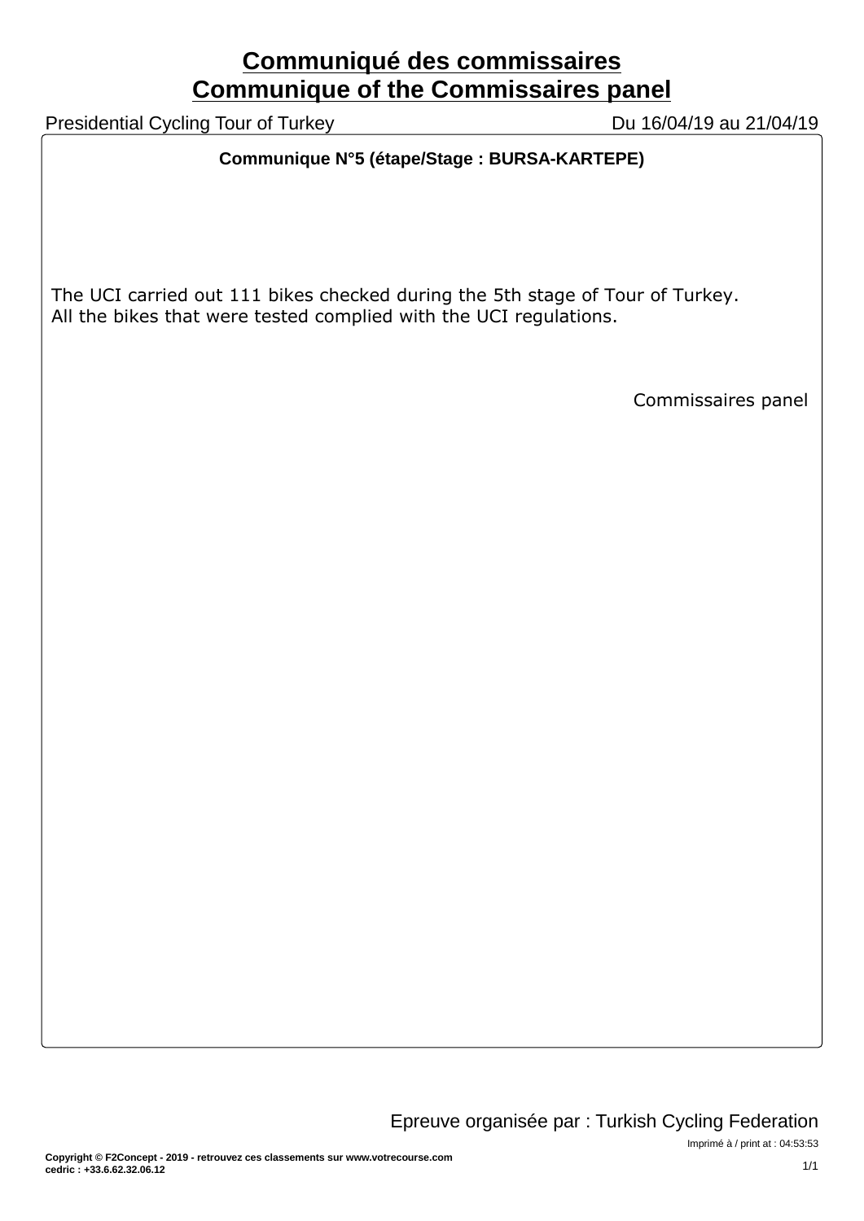# Communiqué des commissaires
# Communique of the Commissaires panel

Presidential Cycling Tour of Turkey — Du 16/04/19 au 21/04/19

**Communique N°5 (étape/Stage : BURSA-KARTEPE)**

The UCI carried out 111 bikes checked during the 5th stage of Tour of Turkey.
All the bikes that were tested complied with the UCI regulations.

Commissaires panel

Epreuve organisée par : Turkish Cycling Federation

Imprimé à / print at : 04:53:53

**Copyright © F2Concept - 2019 - retrouvez ces classements sur www.votrecourse.com**
**cedric : +33.6.62.32.06.12**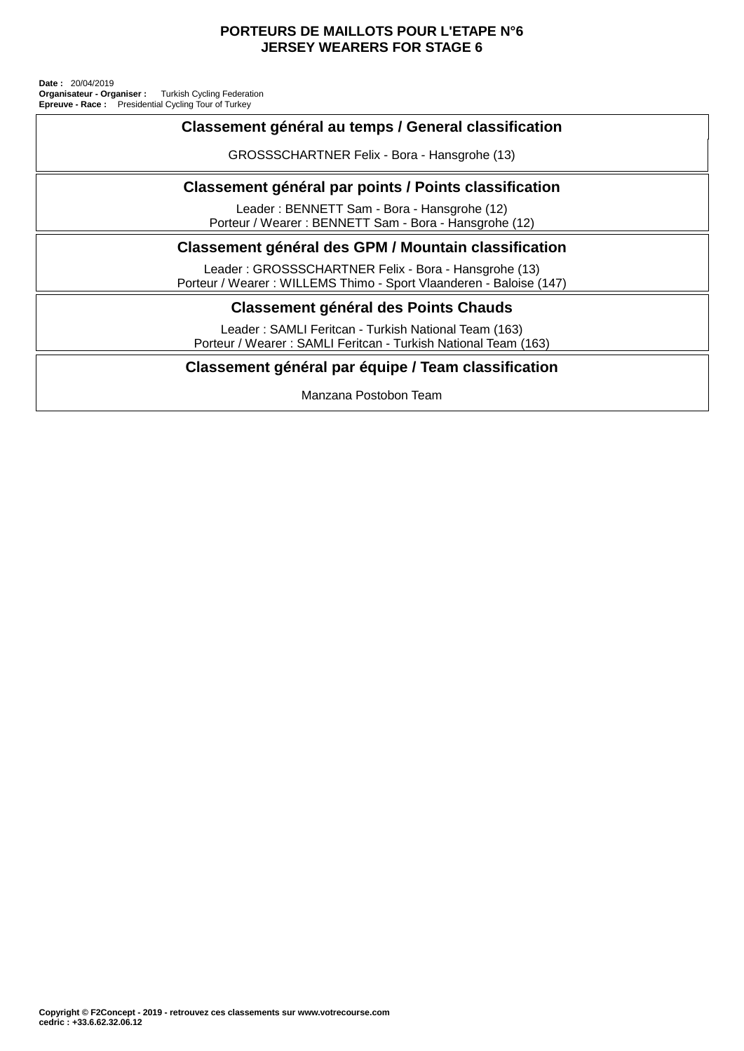# PORTEURS DE MAILLOTS POUR L'ETAPE N°6
# JERSEY WEARERS FOR STAGE 6

**Date :** 20/04/2019
**Organisateur - Organiser :** Turkish Cycling Federation
**Epreuve - Race :** Presidential Cycling Tour of Turkey

## Classement général au temps / General classification

GROSSSCHARTNER Felix - Bora - Hansgrohe (13)

## Classement général par points / Points classification

Leader : BENNETT Sam - Bora - Hansgrohe (12)
Porteur / Wearer : BENNETT Sam - Bora - Hansgrohe (12)

## Classement général des GPM / Mountain classification

Leader : GROSSSCHARTNER Felix - Bora - Hansgrohe (13)
Porteur / Wearer : WILLEMS Thimo - Sport Vlaanderen - Baloise (147)

## Classement général des Points Chauds

Leader : SAMLI Feritcan - Turkish National Team (163)
Porteur / Wearer : SAMLI Feritcan - Turkish National Team (163)

## Classement général par équipe / Team classification

Manzana Postobon Team

**Copyright © F2Concept - 2019 - retrouvez ces classements sur www.votrecourse.com**
**cedric : +33.6.62.32.06.12**